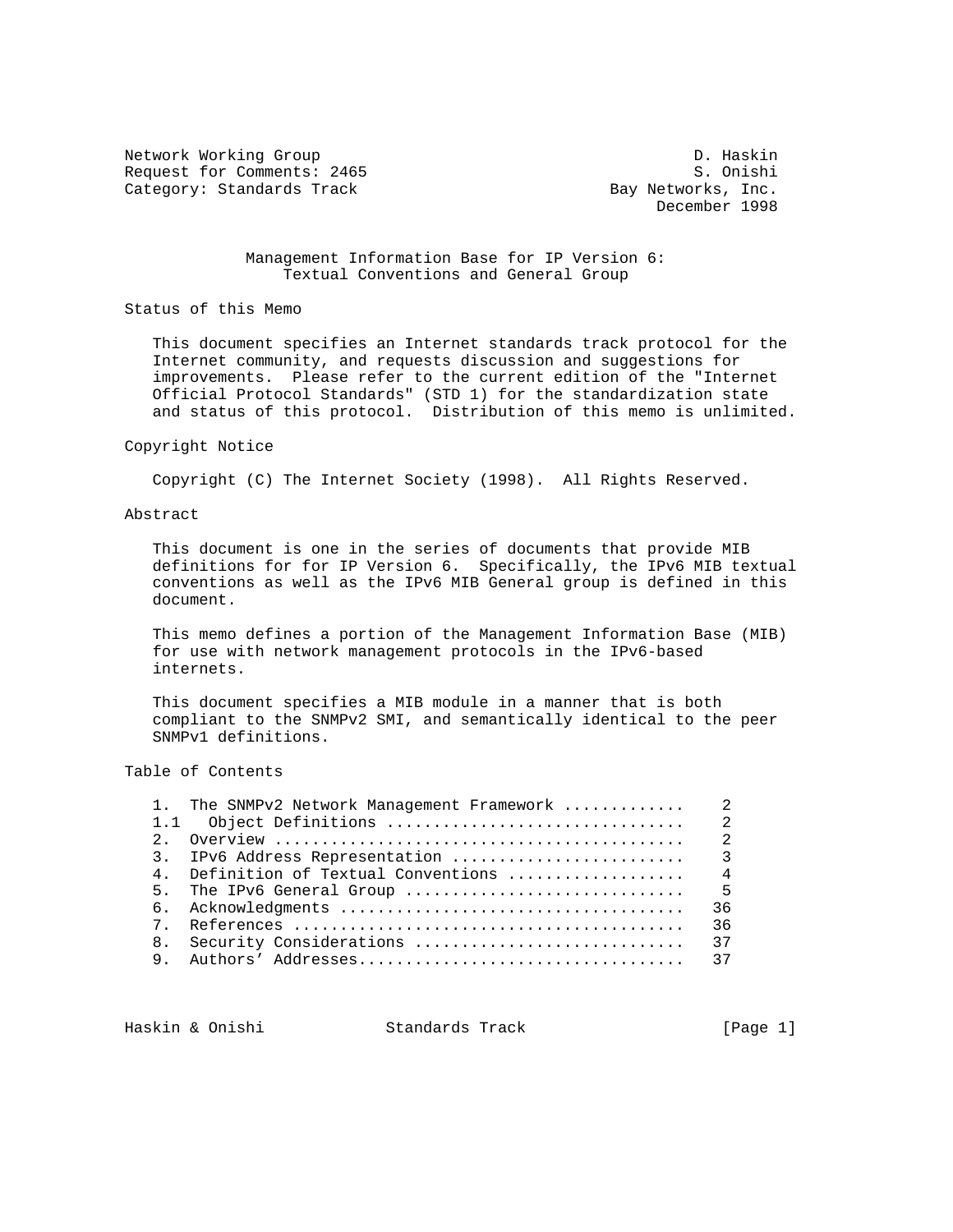Network Working Group D. Haskin
Request for Comments: 2465 S. Onishi
Category: Standards Track Bay Networks, Inc.
December 1998

# Management Information Base for IP Version 6: Textual Conventions and General Group

## Status of this Memo

This document specifies an Internet standards track protocol for the Internet community, and requests discussion and suggestions for improvements. Please refer to the current edition of the "Internet Official Protocol Standards" (STD 1) for the standardization state and status of this protocol. Distribution of this memo is unlimited.

## Copyright Notice

Copyright (C) The Internet Society (1998). All Rights Reserved.

## Abstract

This document is one in the series of documents that provide MIB definitions for for IP Version 6. Specifically, the IPv6 MIB textual conventions as well as the IPv6 MIB General group is defined in this document.

This memo defines a portion of the Management Information Base (MIB) for use with network management protocols in the IPv6-based internets.

This document specifies a MIB module in a manner that is both compliant to the SNMPv2 SMI, and semantically identical to the peer SNMPv1 definitions.

## Table of Contents

```
1.   The SNMPv2 Network Management Framework ............    2
1.1   Object Definitions ...............................    2
2.   Overview ..........................................    2
3.   IPv6 Address Representation .......................    3
4.   Definition of Textual Conventions .................    4
5.   The IPv6 General Group ............................    5
6.   Acknowledgments ...................................   36
7.   References ........................................   36
8.   Security Considerations ...........................   37
9.   Authors' Addresses.................................   37
```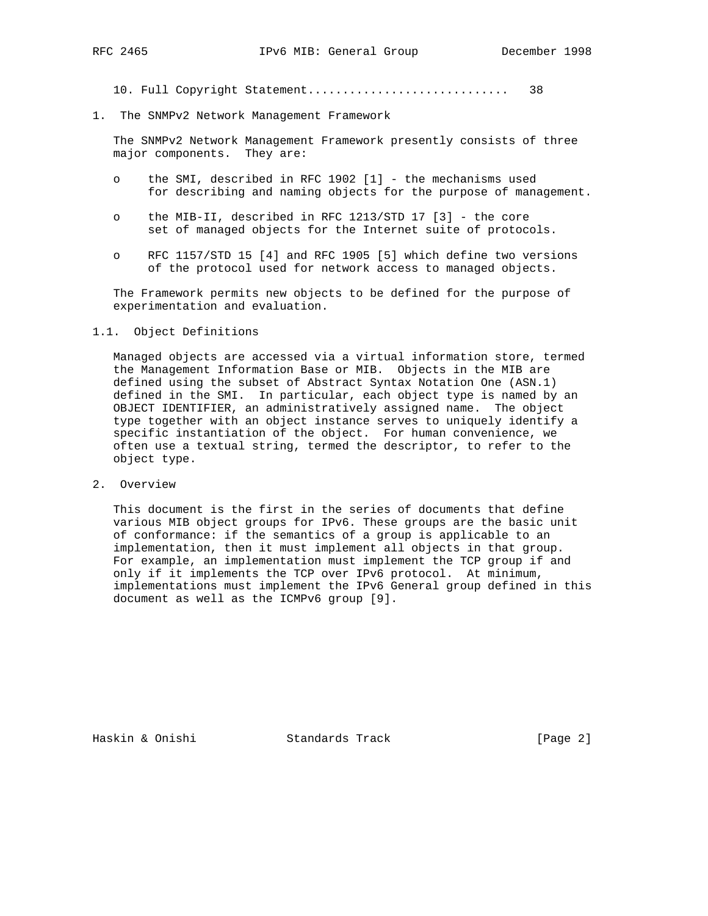10. Full Copyright Statement............................. 38

## 1. The SNMPv2 Network Management Framework

The SNMPv2 Network Management Framework presently consists of three major components. They are:

- o the SMI, described in RFC 1902 [1] - the mechanisms used for describing and naming objects for the purpose of management.
- o the MIB-II, described in RFC 1213/STD 17 [3] - the core set of managed objects for the Internet suite of protocols.
- o RFC 1157/STD 15 [4] and RFC 1905 [5] which define two versions of the protocol used for network access to managed objects.

The Framework permits new objects to be defined for the purpose of experimentation and evaluation.

### 1.1. Object Definitions

Managed objects are accessed via a virtual information store, termed the Management Information Base or MIB. Objects in the MIB are defined using the subset of Abstract Syntax Notation One (ASN.1) defined in the SMI. In particular, each object type is named by an OBJECT IDENTIFIER, an administratively assigned name. The object type together with an object instance serves to uniquely identify a specific instantiation of the object. For human convenience, we often use a textual string, termed the descriptor, to refer to the object type.

## 2. Overview

This document is the first in the series of documents that define various MIB object groups for IPv6. These groups are the basic unit of conformance: if the semantics of a group is applicable to an implementation, then it must implement all objects in that group. For example, an implementation must implement the TCP group if and only if it implements the TCP over IPv6 protocol. At minimum, implementations must implement the IPv6 General group defined in this document as well as the ICMPv6 group [9].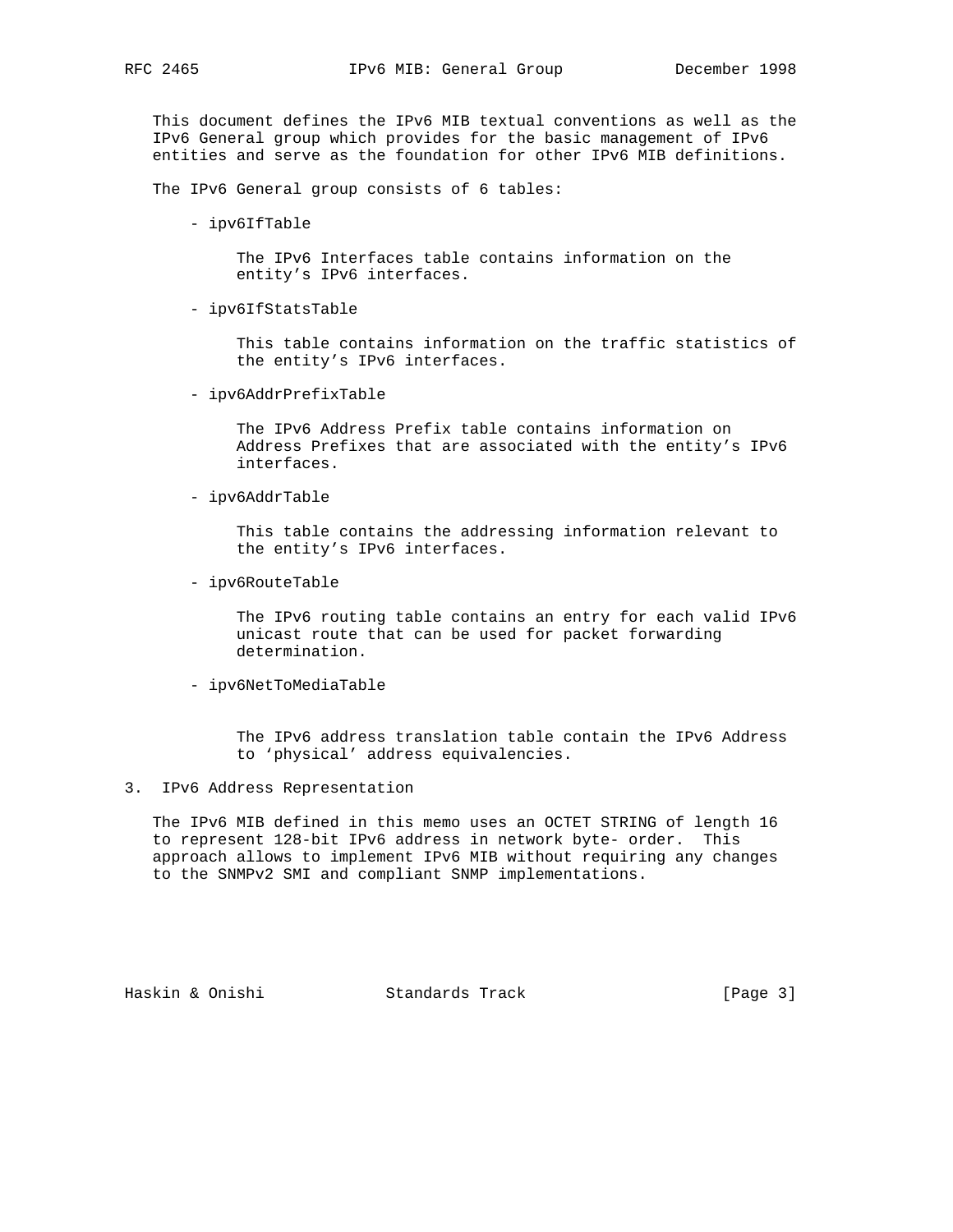This document defines the IPv6 MIB textual conventions as well as the IPv6 General group which provides for the basic management of IPv6 entities and serve as the foundation for other IPv6 MIB definitions.

The IPv6 General group consists of 6 tables:

- ipv6IfTable

  The IPv6 Interfaces table contains information on the entity's IPv6 interfaces.

- ipv6IfStatsTable

  This table contains information on the traffic statistics of the entity's IPv6 interfaces.

- ipv6AddrPrefixTable

  The IPv6 Address Prefix table contains information on Address Prefixes that are associated with the entity's IPv6 interfaces.

- ipv6AddrTable

  This table contains the addressing information relevant to the entity's IPv6 interfaces.

- ipv6RouteTable

  The IPv6 routing table contains an entry for each valid IPv6 unicast route that can be used for packet forwarding determination.

- ipv6NetToMediaTable

  The IPv6 address translation table contain the IPv6 Address to 'physical' address equivalencies.

## 3. IPv6 Address Representation

The IPv6 MIB defined in this memo uses an OCTET STRING of length 16 to represent 128-bit IPv6 address in network byte- order. This approach allows to implement IPv6 MIB without requiring any changes to the SNMPv2 SMI and compliant SNMP implementations.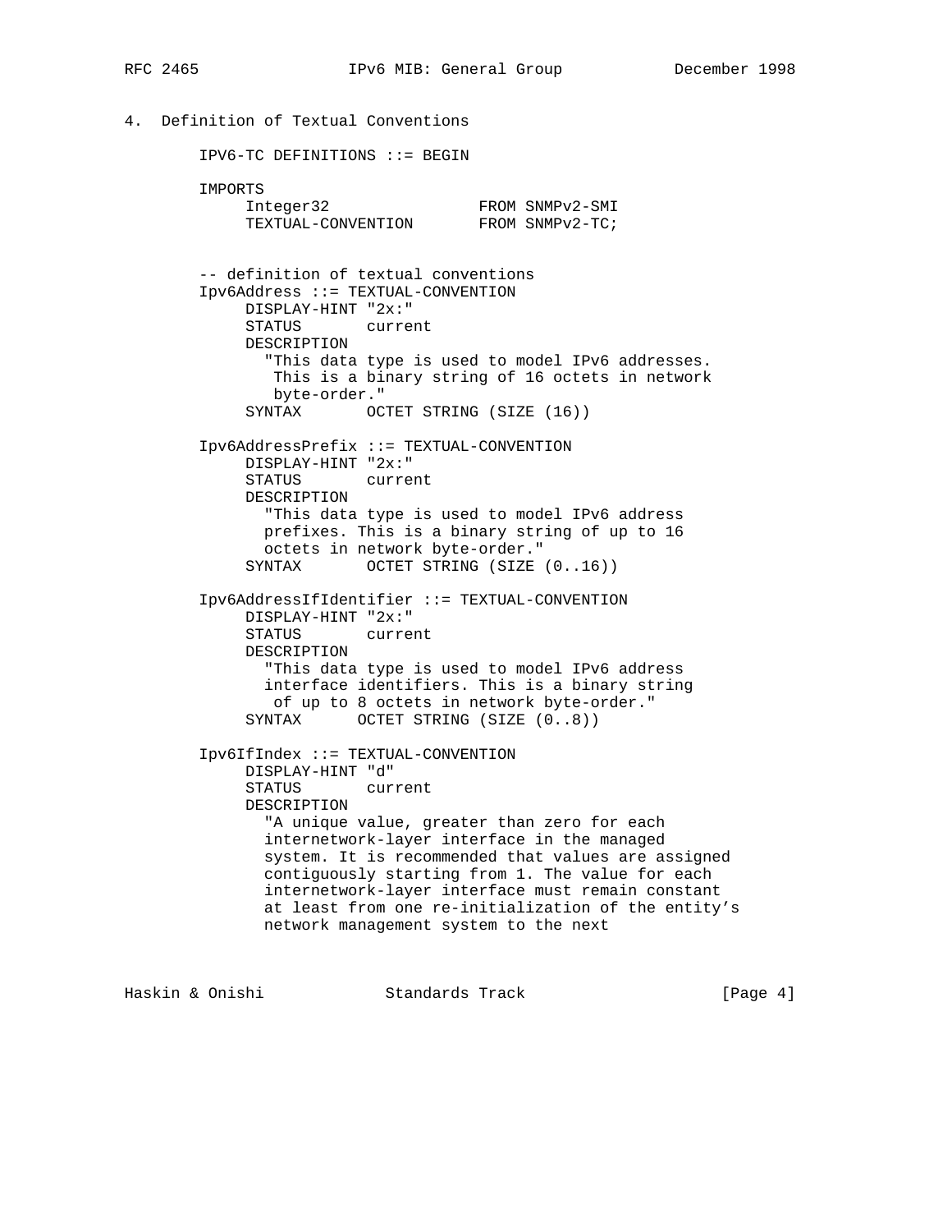## 4. Definition of Textual Conventions

```
IPV6-TC DEFINITIONS ::= BEGIN

IMPORTS
     Integer32                FROM SNMPv2-SMI
     TEXTUAL-CONVENTION       FROM SNMPv2-TC;


-- definition of textual conventions
Ipv6Address ::= TEXTUAL-CONVENTION
     DISPLAY-HINT "2x:"
     STATUS       current
     DESCRIPTION
       "This data type is used to model IPv6 addresses.
        This is a binary string of 16 octets in network
        byte-order."
     SYNTAX       OCTET STRING (SIZE (16))

Ipv6AddressPrefix ::= TEXTUAL-CONVENTION
     DISPLAY-HINT "2x:"
     STATUS       current
     DESCRIPTION
       "This data type is used to model IPv6 address
       prefixes. This is a binary string of up to 16
       octets in network byte-order."
     SYNTAX       OCTET STRING (SIZE (0..16))

Ipv6AddressIfIdentifier ::= TEXTUAL-CONVENTION
     DISPLAY-HINT "2x:"
     STATUS       current
     DESCRIPTION
       "This data type is used to model IPv6 address
       interface identifiers. This is a binary string
        of up to 8 octets in network byte-order."
     SYNTAX      OCTET STRING (SIZE (0..8))

Ipv6IfIndex ::= TEXTUAL-CONVENTION
     DISPLAY-HINT "d"
     STATUS       current
     DESCRIPTION
       "A unique value, greater than zero for each
       internetwork-layer interface in the managed
       system. It is recommended that values are assigned
       contiguously starting from 1. The value for each
       internetwork-layer interface must remain constant
       at least from one re-initialization of the entity's
       network management system to the next
```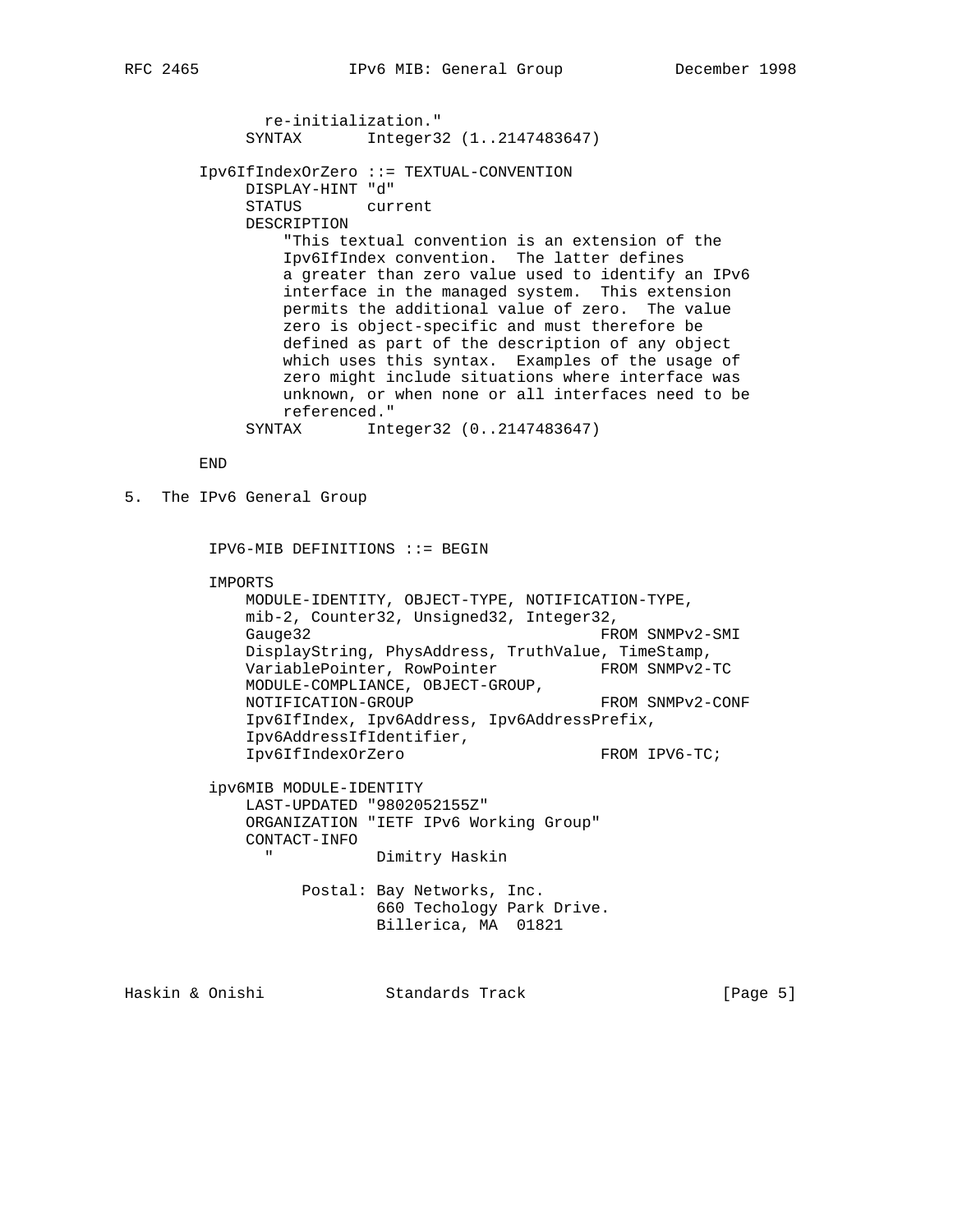```
            re-initialization."
          SYNTAX       Integer32 (1..2147483647)

     Ipv6IfIndexOrZero ::= TEXTUAL-CONVENTION
          DISPLAY-HINT "d"
          STATUS       current
          DESCRIPTION
              "This textual convention is an extension of the
              Ipv6IfIndex convention.  The latter defines
              a greater than zero value used to identify an IPv6
              interface in the managed system.  This extension
              permits the additional value of zero.  The value
              zero is object-specific and must therefore be
              defined as part of the description of any object
              which uses this syntax.  Examples of the usage of
              zero might include situations where interface was
              unknown, or when none or all interfaces need to be
              referenced."
          SYNTAX       Integer32 (0..2147483647)

     END
```

## 5. The IPv6 General Group

```
      IPV6-MIB DEFINITIONS ::= BEGIN

      IMPORTS
          MODULE-IDENTITY, OBJECT-TYPE, NOTIFICATION-TYPE,
          mib-2, Counter32, Unsigned32, Integer32,
          Gauge32                              FROM SNMPv2-SMI
          DisplayString, PhysAddress, TruthValue, TimeStamp,
          VariablePointer, RowPointer          FROM SNMPv2-TC
          MODULE-COMPLIANCE, OBJECT-GROUP,
          NOTIFICATION-GROUP                   FROM SNMPv2-CONF
          Ipv6IfIndex, Ipv6Address, Ipv6AddressPrefix,
          Ipv6AddressIfIdentifier,
          Ipv6IfIndexOrZero                    FROM IPV6-TC;

      ipv6MIB MODULE-IDENTITY
          LAST-UPDATED "9802052155Z"
          ORGANIZATION "IETF IPv6 Working Group"
          CONTACT-INFO
            "           Dimitry Haskin

                Postal: Bay Networks, Inc.
                        660 Techology Park Drive.
                        Billerica, MA  01821
```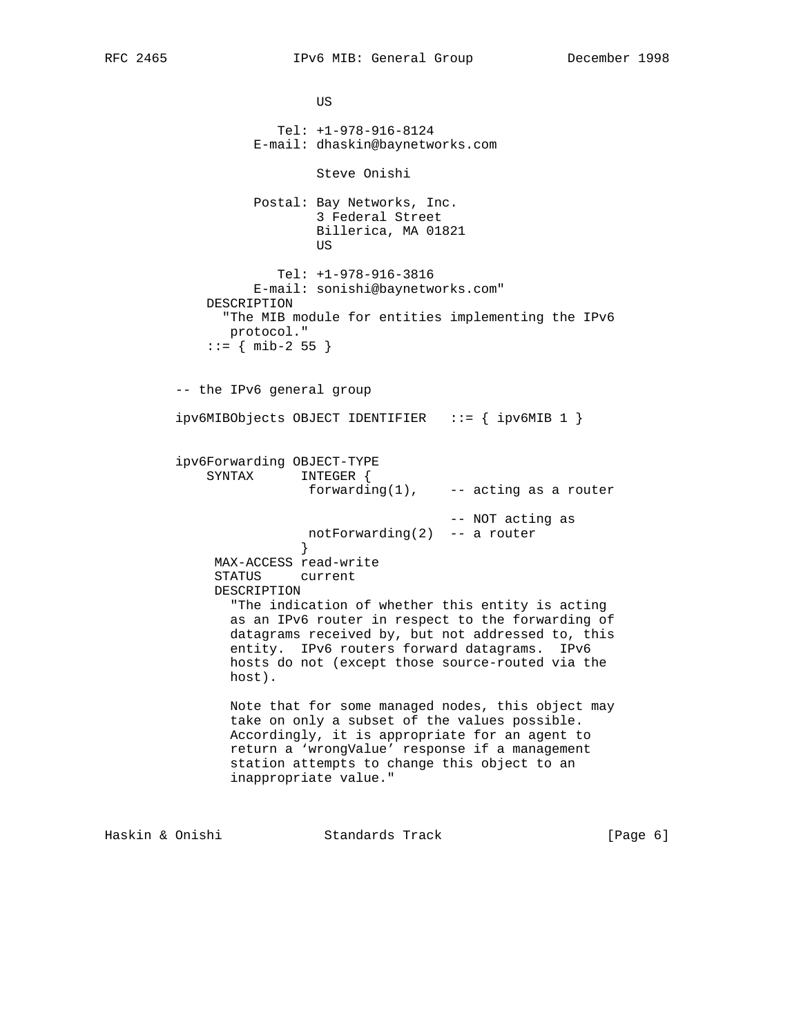```
                      US

                   Tel: +1-978-916-8124
                E-mail: dhaskin@baynetworks.com

                      Steve Onishi

                Postal: Bay Networks, Inc.
                      3 Federal Street
                      Billerica, MA 01821
                      US

                   Tel: +1-978-916-3816
                E-mail: sonishi@baynetworks.com"
          DESCRIPTION
            "The MIB module for entities implementing the IPv6
             protocol."
          ::= { mib-2 55 }


     -- the IPv6 general group

     ipv6MIBObjects OBJECT IDENTIFIER   ::= { ipv6MIB 1 }


     ipv6Forwarding OBJECT-TYPE
          SYNTAX      INTEGER {
                       forwarding(1),    -- acting as a router

                                         -- NOT acting as
                       notForwarding(2)  -- a router
                      }
           MAX-ACCESS read-write
           STATUS     current
           DESCRIPTION
             "The indication of whether this entity is acting
             as an IPv6 router in respect to the forwarding of
             datagrams received by, but not addressed to, this
             entity.  IPv6 routers forward datagrams.  IPv6
             hosts do not (except those source-routed via the
             host).

             Note that for some managed nodes, this object may
             take on only a subset of the values possible.
             Accordingly, it is appropriate for an agent to
             return a 'wrongValue' response if a management
             station attempts to change this object to an
             inappropriate value."
```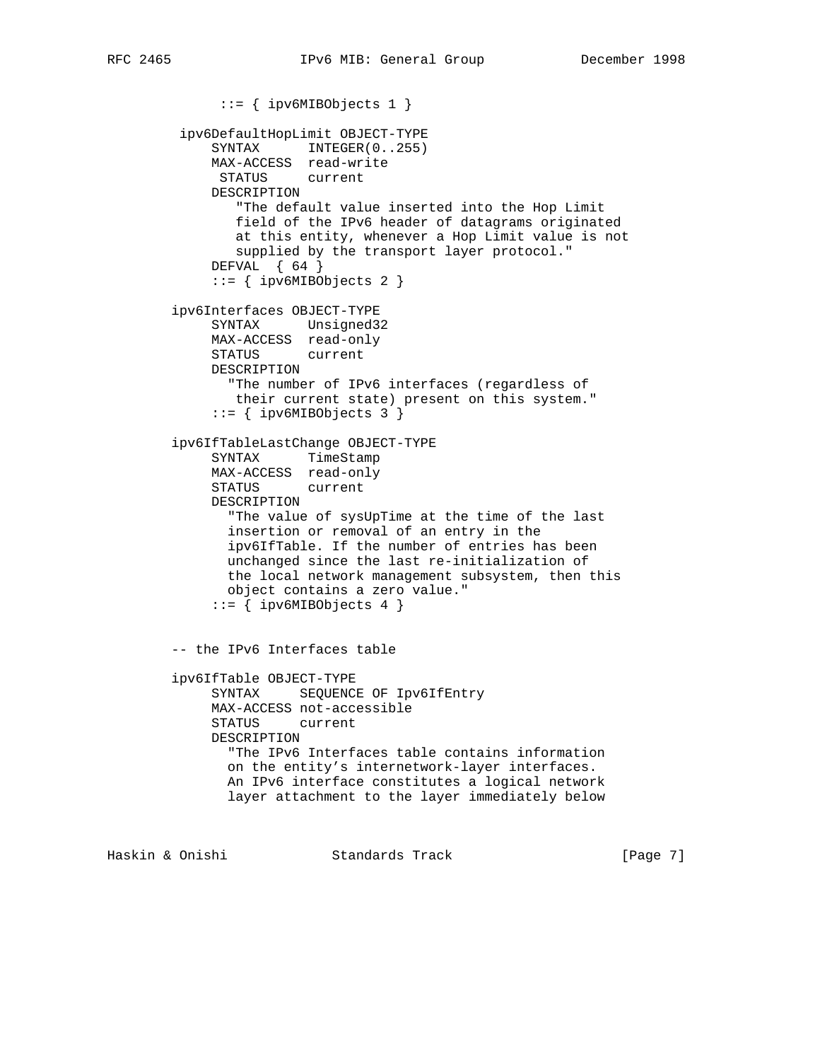```
             ::= { ipv6MIBObjects 1 }

        ipv6DefaultHopLimit OBJECT-TYPE
            SYNTAX      INTEGER(0..255)
            MAX-ACCESS  read-write
             STATUS     current
            DESCRIPTION
               "The default value inserted into the Hop Limit
               field of the IPv6 header of datagrams originated
               at this entity, whenever a Hop Limit value is not
               supplied by the transport layer protocol."
            DEFVAL  { 64 }
            ::= { ipv6MIBObjects 2 }

       ipv6Interfaces OBJECT-TYPE
            SYNTAX      Unsigned32
            MAX-ACCESS  read-only
            STATUS      current
            DESCRIPTION
              "The number of IPv6 interfaces (regardless of
               their current state) present on this system."
            ::= { ipv6MIBObjects 3 }

       ipv6IfTableLastChange OBJECT-TYPE
            SYNTAX      TimeStamp
            MAX-ACCESS  read-only
            STATUS      current
            DESCRIPTION
              "The value of sysUpTime at the time of the last
              insertion or removal of an entry in the
              ipv6IfTable. If the number of entries has been
              unchanged since the last re-initialization of
              the local network management subsystem, then this
              object contains a zero value."
            ::= { ipv6MIBObjects 4 }


       -- the IPv6 Interfaces table

       ipv6IfTable OBJECT-TYPE
            SYNTAX     SEQUENCE OF Ipv6IfEntry
            MAX-ACCESS not-accessible
            STATUS     current
            DESCRIPTION
              "The IPv6 Interfaces table contains information
              on the entity's internetwork-layer interfaces.
              An IPv6 interface constitutes a logical network
              layer attachment to the layer immediately below
```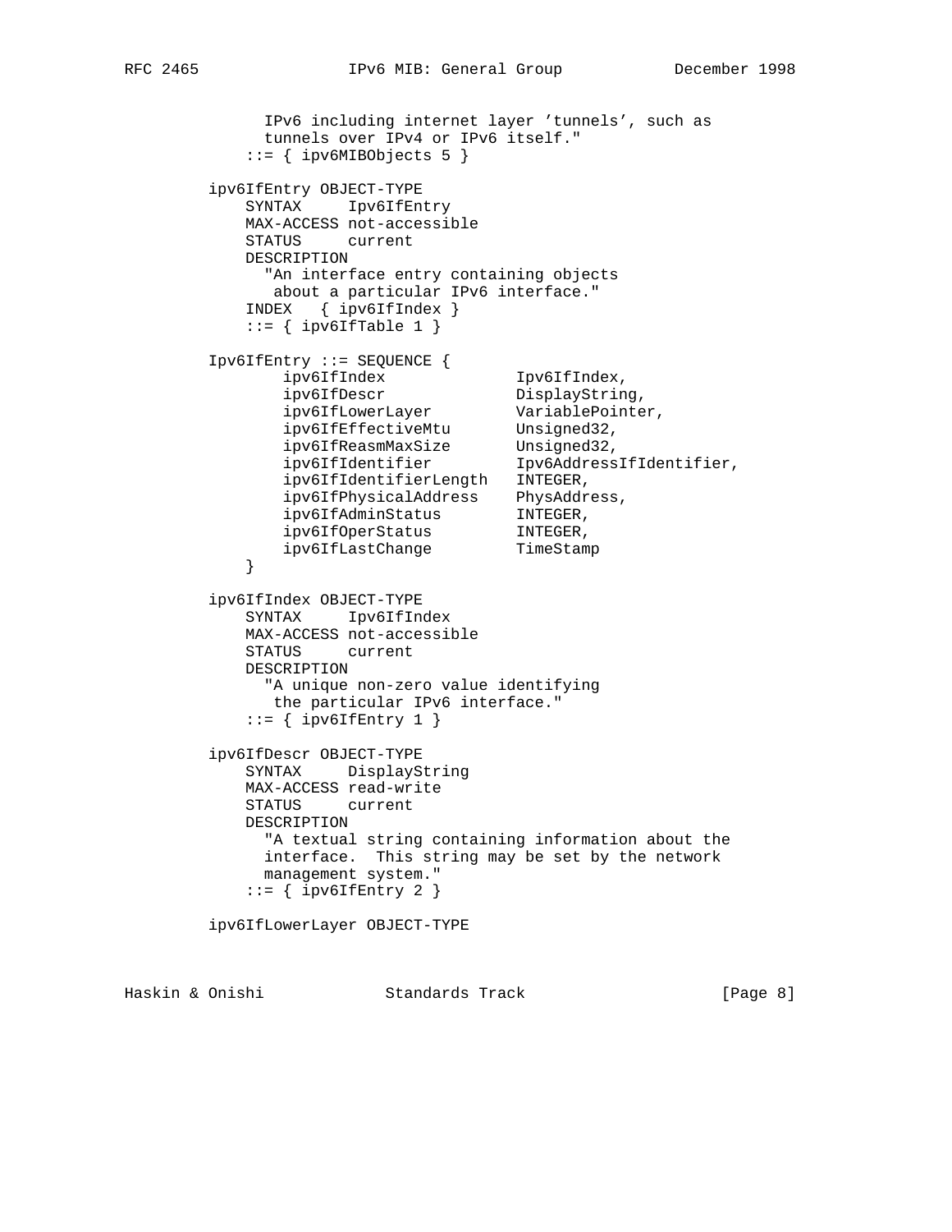```
          IPv6 including internet layer 'tunnels', such as
          tunnels over IPv4 or IPv6 itself."
        ::= { ipv6MIBObjects 5 }

    ipv6IfEntry OBJECT-TYPE
        SYNTAX     Ipv6IfEntry
        MAX-ACCESS not-accessible
        STATUS     current
        DESCRIPTION
          "An interface entry containing objects
           about a particular IPv6 interface."
        INDEX   { ipv6IfIndex }
        ::= { ipv6IfTable 1 }

    Ipv6IfEntry ::= SEQUENCE {
            ipv6IfIndex              Ipv6IfIndex,
            ipv6IfDescr              DisplayString,
            ipv6IfLowerLayer         VariablePointer,
            ipv6IfEffectiveMtu       Unsigned32,
            ipv6IfReasmMaxSize       Unsigned32,
            ipv6IfIdentifier         Ipv6AddressIfIdentifier,
            ipv6IfIdentifierLength   INTEGER,
            ipv6IfPhysicalAddress    PhysAddress,
            ipv6IfAdminStatus        INTEGER,
            ipv6IfOperStatus         INTEGER,
            ipv6IfLastChange         TimeStamp
        }

    ipv6IfIndex OBJECT-TYPE
        SYNTAX     Ipv6IfIndex
        MAX-ACCESS not-accessible
        STATUS     current
        DESCRIPTION
          "A unique non-zero value identifying
           the particular IPv6 interface."
        ::= { ipv6IfEntry 1 }

    ipv6IfDescr OBJECT-TYPE
        SYNTAX     DisplayString
        MAX-ACCESS read-write
        STATUS     current
        DESCRIPTION
          "A textual string containing information about the
          interface.  This string may be set by the network
          management system."
        ::= { ipv6IfEntry 2 }

    ipv6IfLowerLayer OBJECT-TYPE
```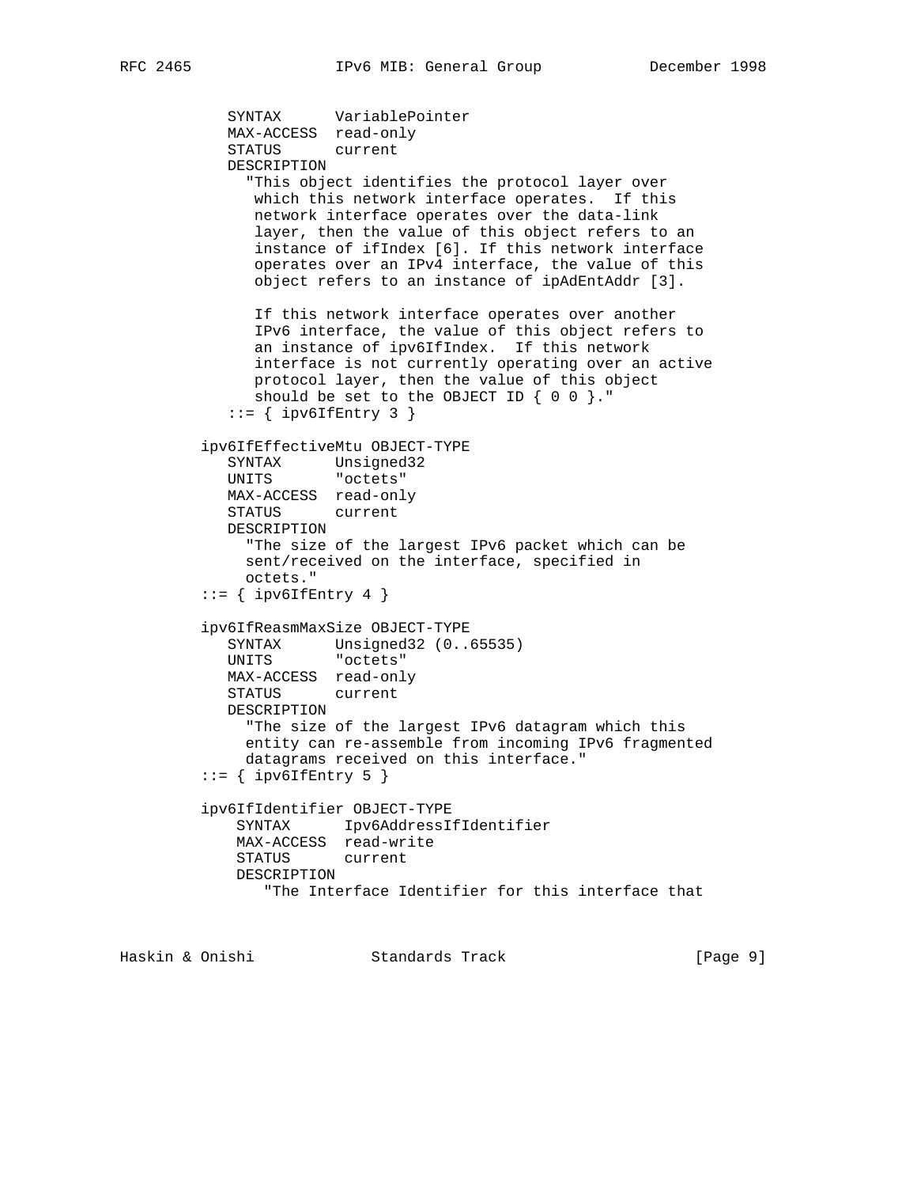```
   SYNTAX      VariablePointer
   MAX-ACCESS  read-only
   STATUS      current
   DESCRIPTION
     "This object identifies the protocol layer over
      which this network interface operates.  If this
      network interface operates over the data-link
      layer, then the value of this object refers to an
      instance of ifIndex [6]. If this network interface
      operates over an IPv4 interface, the value of this
      object refers to an instance of ipAdEntAddr [3].

      If this network interface operates over another
      IPv6 interface, the value of this object refers to
      an instance of ipv6IfIndex.  If this network
      interface is not currently operating over an active
      protocol layer, then the value of this object
      should be set to the OBJECT ID { 0 0 }."
   ::= { ipv6IfEntry 3 }

ipv6IfEffectiveMtu OBJECT-TYPE
   SYNTAX      Unsigned32
   UNITS       "octets"
   MAX-ACCESS  read-only
   STATUS      current
   DESCRIPTION
     "The size of the largest IPv6 packet which can be
     sent/received on the interface, specified in
     octets."
::= { ipv6IfEntry 4 }

ipv6IfReasmMaxSize OBJECT-TYPE
   SYNTAX      Unsigned32 (0..65535)
   UNITS       "octets"
   MAX-ACCESS  read-only
   STATUS      current
   DESCRIPTION
     "The size of the largest IPv6 datagram which this
     entity can re-assemble from incoming IPv6 fragmented
     datagrams received on this interface."
::= { ipv6IfEntry 5 }

ipv6IfIdentifier OBJECT-TYPE
    SYNTAX      Ipv6AddressIfIdentifier
    MAX-ACCESS  read-write
    STATUS      current
    DESCRIPTION
       "The Interface Identifier for this interface that
```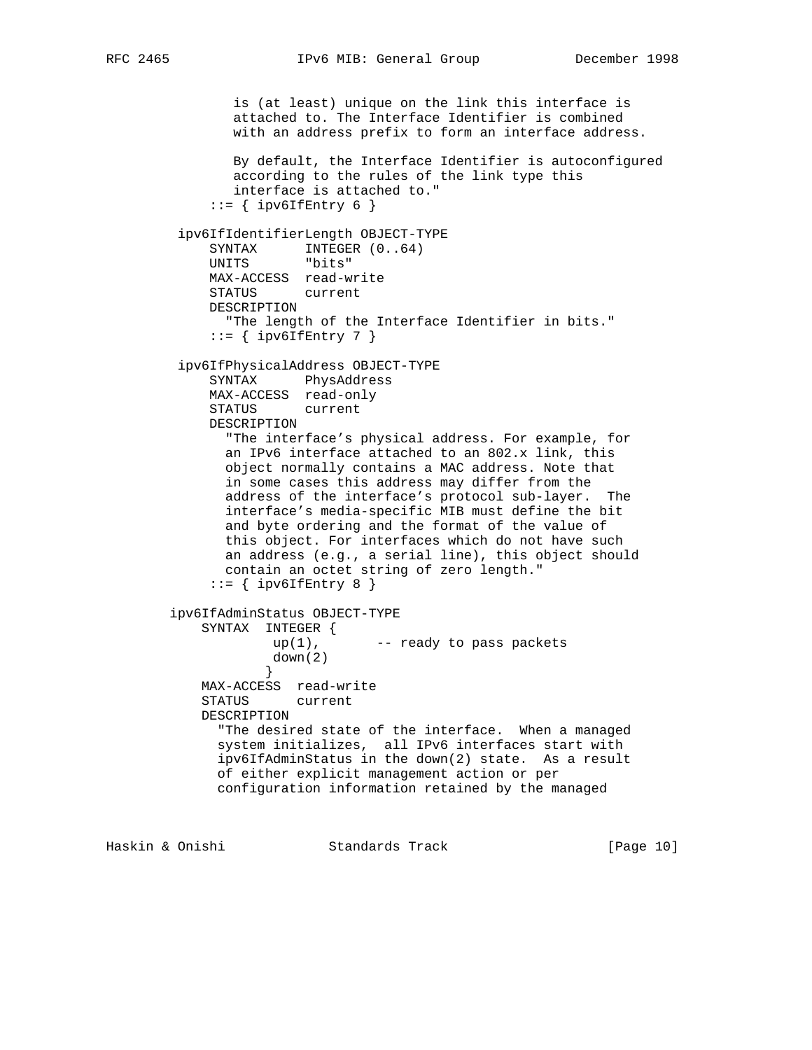```
               is (at least) unique on the link this interface is
               attached to. The Interface Identifier is combined
               with an address prefix to form an interface address.

               By default, the Interface Identifier is autoconfigured
               according to the rules of the link type this
               interface is attached to."
           ::= { ipv6IfEntry 6 }

       ipv6IfIdentifierLength OBJECT-TYPE
           SYNTAX      INTEGER (0..64)
           UNITS       "bits"
           MAX-ACCESS  read-write
           STATUS      current
           DESCRIPTION
             "The length of the Interface Identifier in bits."
           ::= { ipv6IfEntry 7 }

       ipv6IfPhysicalAddress OBJECT-TYPE
           SYNTAX      PhysAddress
           MAX-ACCESS  read-only
           STATUS      current
           DESCRIPTION
             "The interface's physical address. For example, for
             an IPv6 interface attached to an 802.x link, this
             object normally contains a MAC address. Note that
             in some cases this address may differ from the
             address of the interface's protocol sub-layer.  The
             interface's media-specific MIB must define the bit
             and byte ordering and the format of the value of
             this object. For interfaces which do not have such
             an address (e.g., a serial line), this object should
             contain an octet string of zero length."
           ::= { ipv6IfEntry 8 }

      ipv6IfAdminStatus OBJECT-TYPE
          SYNTAX  INTEGER {
                   up(1),       -- ready to pass packets
                   down(2)
                  }
          MAX-ACCESS  read-write
          STATUS      current
          DESCRIPTION
            "The desired state of the interface.  When a managed
            system initializes,  all IPv6 interfaces start with
            ipv6IfAdminStatus in the down(2) state.  As a result
            of either explicit management action or per
            configuration information retained by the managed
```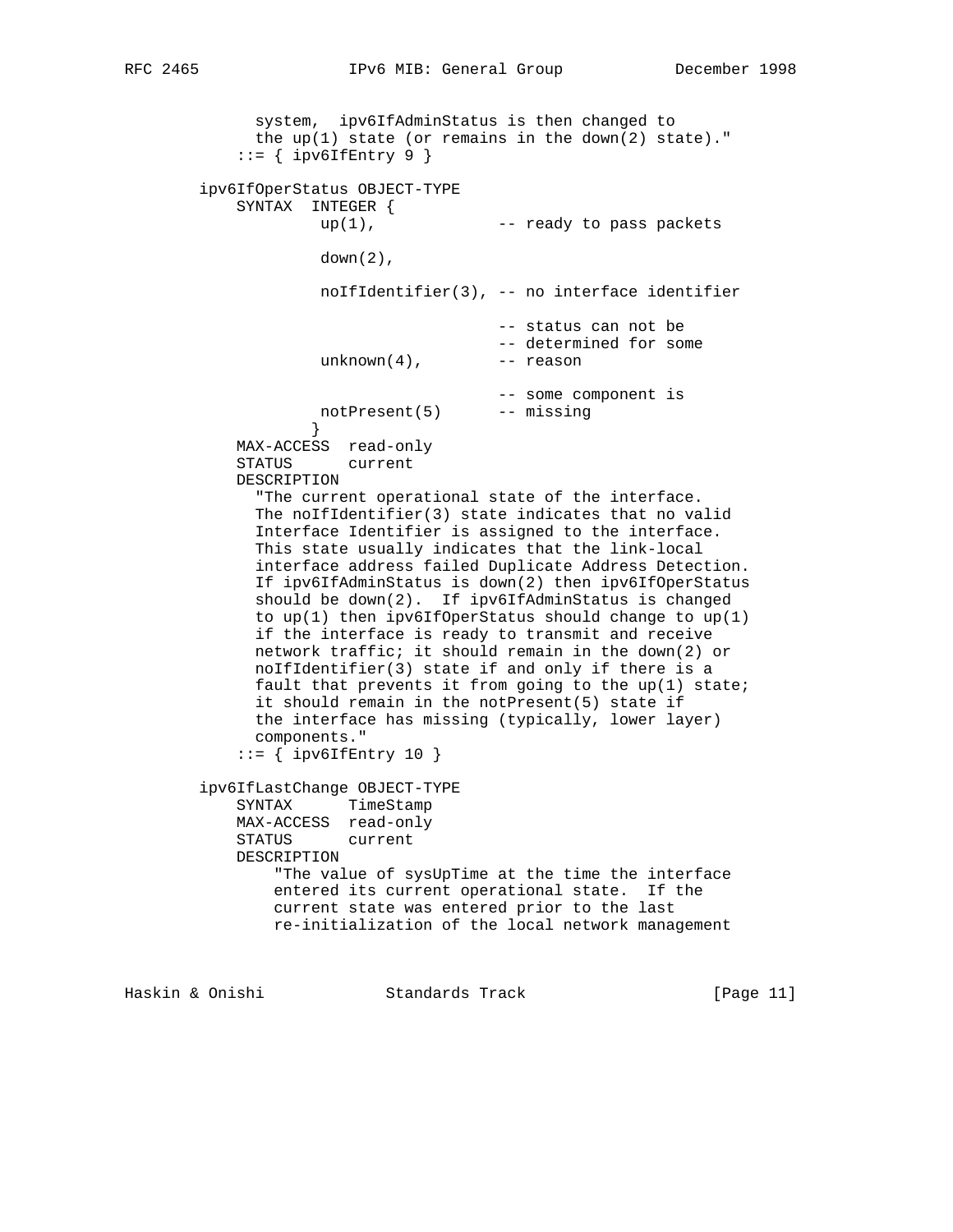```
          system,  ipv6IfAdminStatus is then changed to
          the up(1) state (or remains in the down(2) state)."
        ::= { ipv6IfEntry 9 }

    ipv6IfOperStatus OBJECT-TYPE
        SYNTAX  INTEGER {
                 up(1),             -- ready to pass packets

                 down(2),

                 noIfIdentifier(3), -- no interface identifier

                                    -- status can not be
                                    -- determined for some
                 unknown(4),        -- reason

                                    -- some component is
                 notPresent(5)      -- missing
                }
        MAX-ACCESS  read-only
        STATUS      current
        DESCRIPTION
          "The current operational state of the interface.
          The noIfIdentifier(3) state indicates that no valid
          Interface Identifier is assigned to the interface.
          This state usually indicates that the link-local
          interface address failed Duplicate Address Detection.
          If ipv6IfAdminStatus is down(2) then ipv6IfOperStatus
          should be down(2).  If ipv6IfAdminStatus is changed
          to up(1) then ipv6IfOperStatus should change to up(1)
          if the interface is ready to transmit and receive
          network traffic; it should remain in the down(2) or
          noIfIdentifier(3) state if and only if there is a
          fault that prevents it from going to the up(1) state;
          it should remain in the notPresent(5) state if
          the interface has missing (typically, lower layer)
          components."
        ::= { ipv6IfEntry 10 }

    ipv6IfLastChange OBJECT-TYPE
        SYNTAX      TimeStamp
        MAX-ACCESS  read-only
        STATUS      current
        DESCRIPTION
            "The value of sysUpTime at the time the interface
            entered its current operational state.  If the
            current state was entered prior to the last
            re-initialization of the local network management
```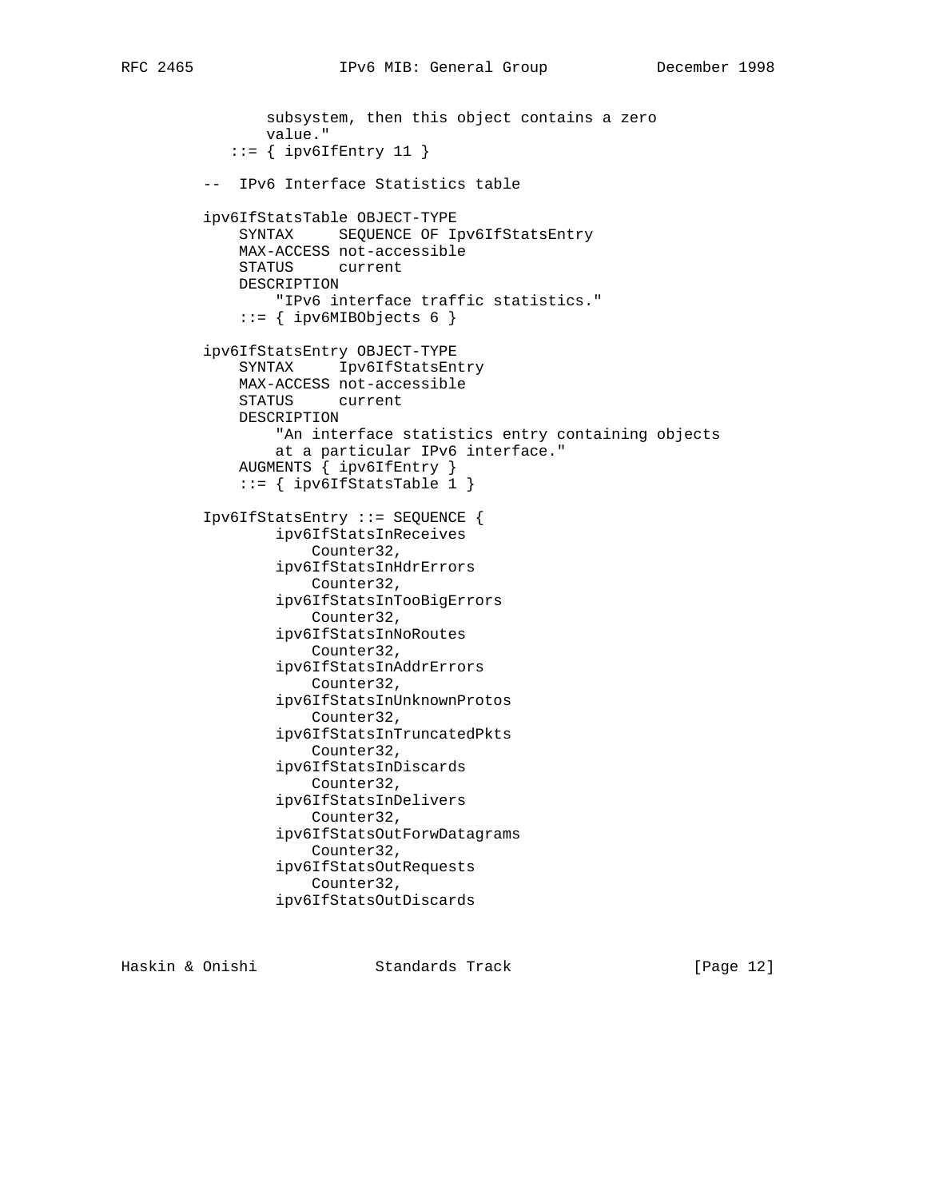```
             subsystem, then this object contains a zero
             value."
          ::= { ipv6IfEntry 11 }

     --  IPv6 Interface Statistics table

     ipv6IfStatsTable OBJECT-TYPE
         SYNTAX     SEQUENCE OF Ipv6IfStatsEntry
         MAX-ACCESS not-accessible
         STATUS     current
         DESCRIPTION
             "IPv6 interface traffic statistics."
         ::= { ipv6MIBObjects 6 }

     ipv6IfStatsEntry OBJECT-TYPE
         SYNTAX     Ipv6IfStatsEntry
         MAX-ACCESS not-accessible
         STATUS     current
         DESCRIPTION
             "An interface statistics entry containing objects
             at a particular IPv6 interface."
         AUGMENTS { ipv6IfEntry }
         ::= { ipv6IfStatsTable 1 }

     Ipv6IfStatsEntry ::= SEQUENCE {
             ipv6IfStatsInReceives
                 Counter32,
             ipv6IfStatsInHdrErrors
                 Counter32,
             ipv6IfStatsInTooBigErrors
                 Counter32,
             ipv6IfStatsInNoRoutes
                 Counter32,
             ipv6IfStatsInAddrErrors
                 Counter32,
             ipv6IfStatsInUnknownProtos
                 Counter32,
             ipv6IfStatsInTruncatedPkts
                 Counter32,
             ipv6IfStatsInDiscards
                 Counter32,
             ipv6IfStatsInDelivers
                 Counter32,
             ipv6IfStatsOutForwDatagrams
                 Counter32,
             ipv6IfStatsOutRequests
                 Counter32,
             ipv6IfStatsOutDiscards
```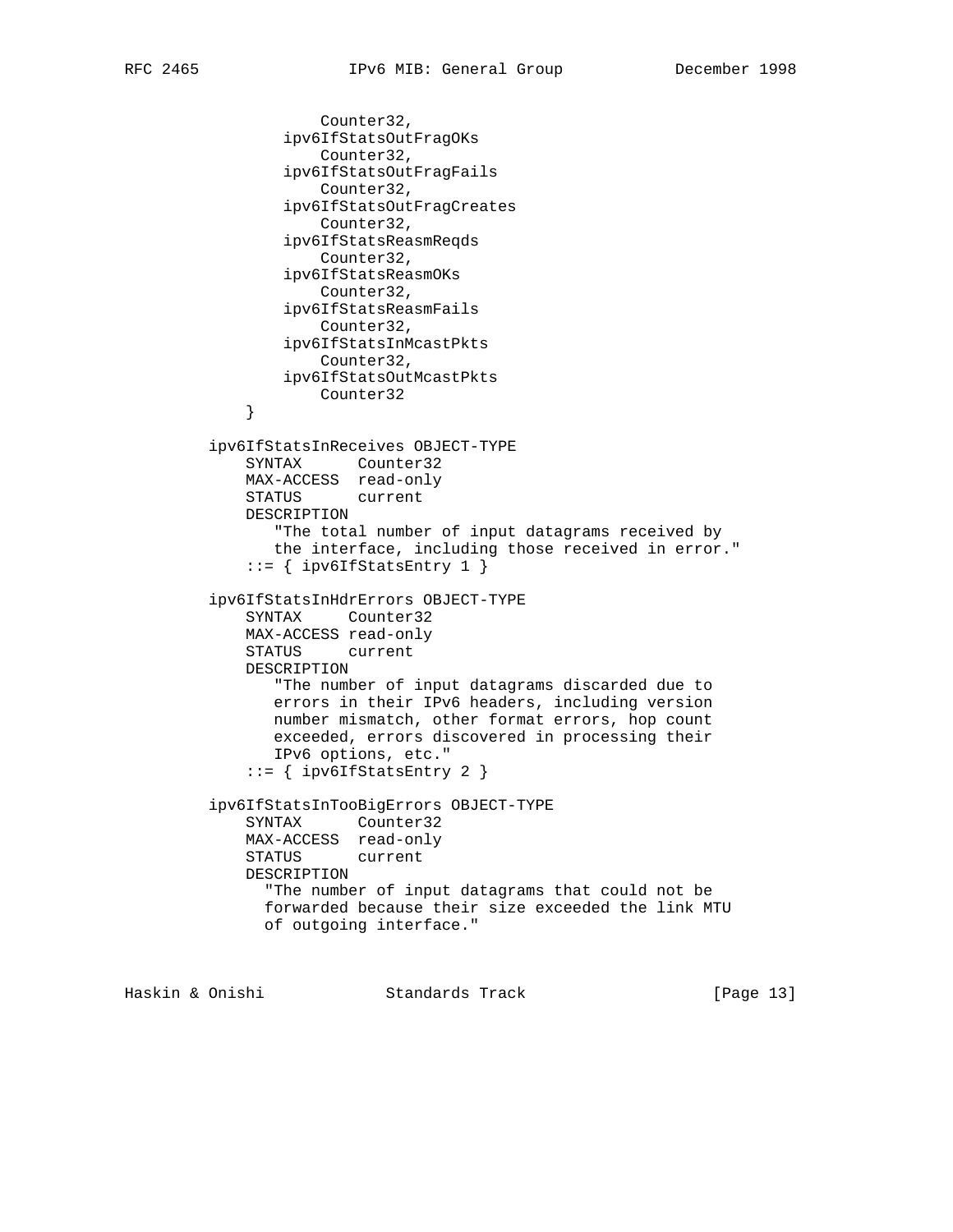```
                  Counter32,
              ipv6IfStatsOutFragOKs
                  Counter32,
              ipv6IfStatsOutFragFails
                  Counter32,
              ipv6IfStatsOutFragCreates
                  Counter32,
              ipv6IfStatsReasmReqds
                  Counter32,
              ipv6IfStatsReasmOKs
                  Counter32,
              ipv6IfStatsReasmFails
                  Counter32,
              ipv6IfStatsInMcastPkts
                  Counter32,
              ipv6IfStatsOutMcastPkts
                  Counter32
          }

        ipv6IfStatsInReceives OBJECT-TYPE
            SYNTAX      Counter32
            MAX-ACCESS  read-only
            STATUS      current
            DESCRIPTION
               "The total number of input datagrams received by
               the interface, including those received in error."
            ::= { ipv6IfStatsEntry 1 }

        ipv6IfStatsInHdrErrors OBJECT-TYPE
            SYNTAX     Counter32
            MAX-ACCESS read-only
            STATUS     current
            DESCRIPTION
               "The number of input datagrams discarded due to
               errors in their IPv6 headers, including version
               number mismatch, other format errors, hop count
               exceeded, errors discovered in processing their
               IPv6 options, etc."
            ::= { ipv6IfStatsEntry 2 }

        ipv6IfStatsInTooBigErrors OBJECT-TYPE
            SYNTAX      Counter32
            MAX-ACCESS  read-only
            STATUS      current
            DESCRIPTION
              "The number of input datagrams that could not be
              forwarded because their size exceeded the link MTU
              of outgoing interface."
```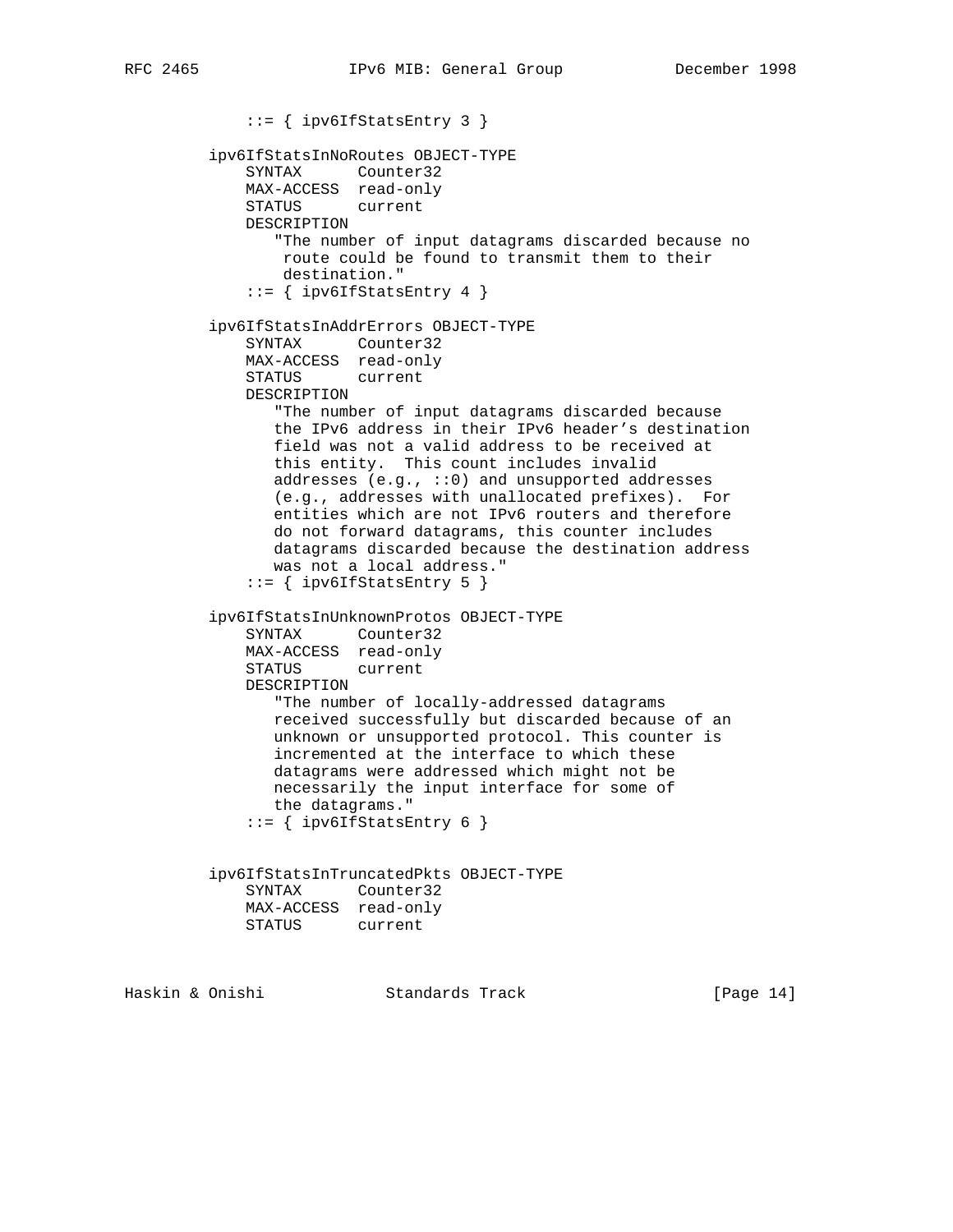```
        ::= { ipv6IfStatsEntry 3 }

    ipv6IfStatsInNoRoutes OBJECT-TYPE
        SYNTAX      Counter32
        MAX-ACCESS  read-only
        STATUS      current
        DESCRIPTION
           "The number of input datagrams discarded because no
            route could be found to transmit them to their
            destination."
        ::= { ipv6IfStatsEntry 4 }

    ipv6IfStatsInAddrErrors OBJECT-TYPE
        SYNTAX      Counter32
        MAX-ACCESS  read-only
        STATUS      current
        DESCRIPTION
           "The number of input datagrams discarded because
           the IPv6 address in their IPv6 header's destination
           field was not a valid address to be received at
           this entity.  This count includes invalid
           addresses (e.g., ::0) and unsupported addresses
           (e.g., addresses with unallocated prefixes).  For
           entities which are not IPv6 routers and therefore
           do not forward datagrams, this counter includes
           datagrams discarded because the destination address
           was not a local address."
        ::= { ipv6IfStatsEntry 5 }

    ipv6IfStatsInUnknownProtos OBJECT-TYPE
        SYNTAX      Counter32
        MAX-ACCESS  read-only
        STATUS      current
        DESCRIPTION
           "The number of locally-addressed datagrams
           received successfully but discarded because of an
           unknown or unsupported protocol. This counter is
           incremented at the interface to which these
           datagrams were addressed which might not be
           necessarily the input interface for some of
           the datagrams."
        ::= { ipv6IfStatsEntry 6 }


    ipv6IfStatsInTruncatedPkts OBJECT-TYPE
        SYNTAX      Counter32
        MAX-ACCESS  read-only
        STATUS      current
```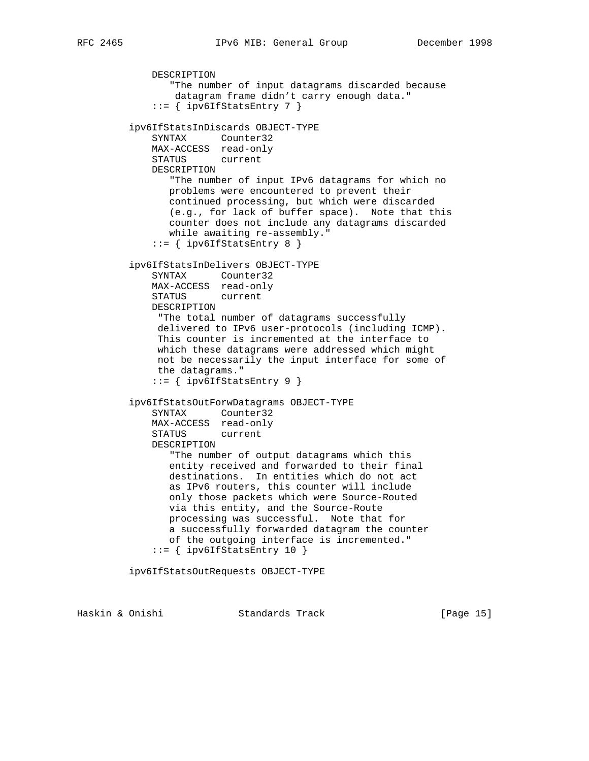```
           DESCRIPTION
              "The number of input datagrams discarded because
               datagram frame didn't carry enough data."
           ::= { ipv6IfStatsEntry 7 }

       ipv6IfStatsInDiscards OBJECT-TYPE
           SYNTAX      Counter32
           MAX-ACCESS  read-only
           STATUS      current
           DESCRIPTION
              "The number of input IPv6 datagrams for which no
              problems were encountered to prevent their
              continued processing, but which were discarded
              (e.g., for lack of buffer space).  Note that this
              counter does not include any datagrams discarded
              while awaiting re-assembly."
           ::= { ipv6IfStatsEntry 8 }

       ipv6IfStatsInDelivers OBJECT-TYPE
           SYNTAX      Counter32
           MAX-ACCESS  read-only
           STATUS      current
           DESCRIPTION
            "The total number of datagrams successfully
            delivered to IPv6 user-protocols (including ICMP).
            This counter is incremented at the interface to
            which these datagrams were addressed which might
            not be necessarily the input interface for some of
            the datagrams."
           ::= { ipv6IfStatsEntry 9 }

       ipv6IfStatsOutForwDatagrams OBJECT-TYPE
           SYNTAX      Counter32
           MAX-ACCESS  read-only
           STATUS      current
           DESCRIPTION
              "The number of output datagrams which this
              entity received and forwarded to their final
              destinations.  In entities which do not act
              as IPv6 routers, this counter will include
              only those packets which were Source-Routed
              via this entity, and the Source-Route
              processing was successful.  Note that for
              a successfully forwarded datagram the counter
              of the outgoing interface is incremented."
           ::= { ipv6IfStatsEntry 10 }

       ipv6IfStatsOutRequests OBJECT-TYPE
```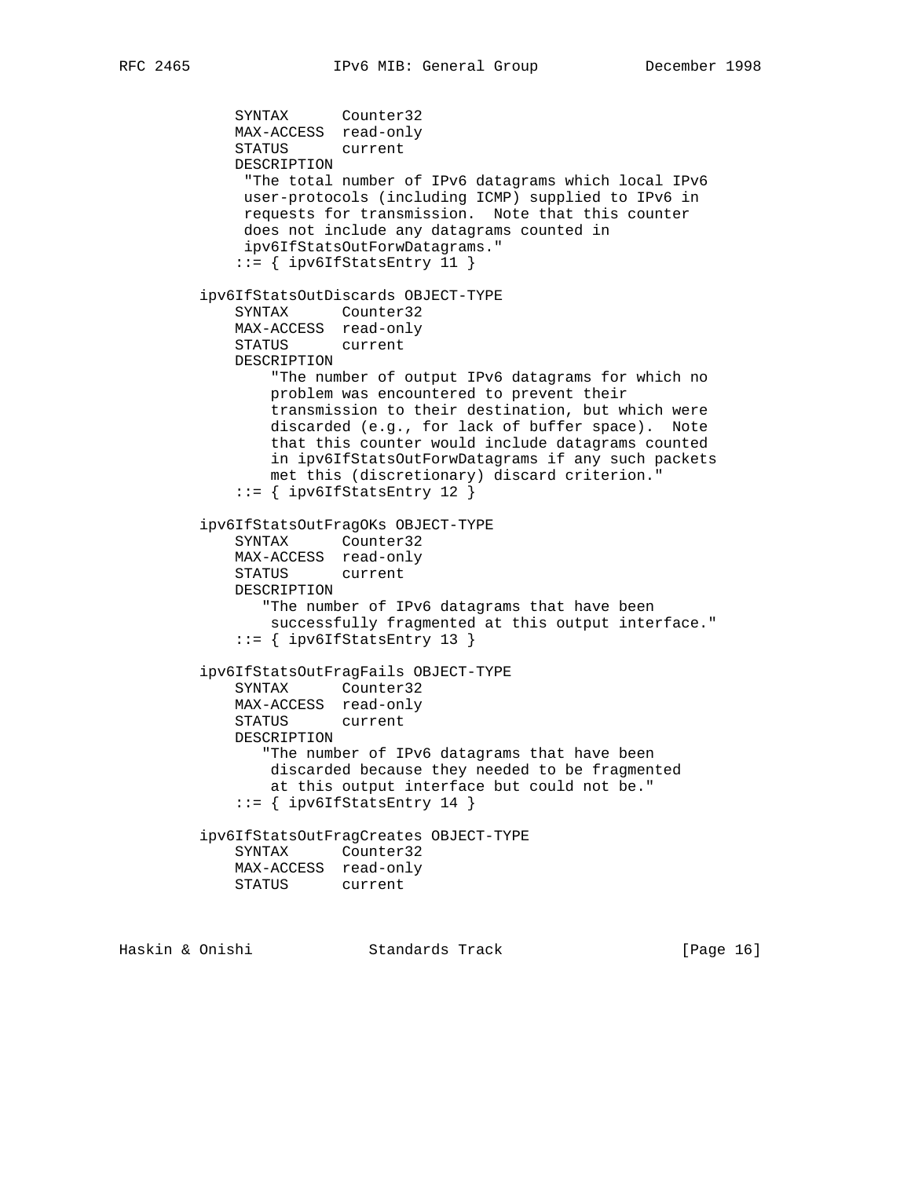```
           SYNTAX      Counter32
           MAX-ACCESS  read-only
           STATUS      current
           DESCRIPTION
            "The total number of IPv6 datagrams which local IPv6
            user-protocols (including ICMP) supplied to IPv6 in
            requests for transmission.  Note that this counter
            does not include any datagrams counted in
            ipv6IfStatsOutForwDatagrams."
           ::= { ipv6IfStatsEntry 11 }

       ipv6IfStatsOutDiscards OBJECT-TYPE
           SYNTAX      Counter32
           MAX-ACCESS  read-only
           STATUS      current
           DESCRIPTION
               "The number of output IPv6 datagrams for which no
               problem was encountered to prevent their
               transmission to their destination, but which were
               discarded (e.g., for lack of buffer space).  Note
               that this counter would include datagrams counted
               in ipv6IfStatsOutForwDatagrams if any such packets
               met this (discretionary) discard criterion."
           ::= { ipv6IfStatsEntry 12 }

       ipv6IfStatsOutFragOKs OBJECT-TYPE
           SYNTAX      Counter32
           MAX-ACCESS  read-only
           STATUS      current
           DESCRIPTION
              "The number of IPv6 datagrams that have been
               successfully fragmented at this output interface."
           ::= { ipv6IfStatsEntry 13 }

       ipv6IfStatsOutFragFails OBJECT-TYPE
           SYNTAX      Counter32
           MAX-ACCESS  read-only
           STATUS      current
           DESCRIPTION
              "The number of IPv6 datagrams that have been
               discarded because they needed to be fragmented
               at this output interface but could not be."
           ::= { ipv6IfStatsEntry 14 }

       ipv6IfStatsOutFragCreates OBJECT-TYPE
           SYNTAX      Counter32
           MAX-ACCESS  read-only
           STATUS      current
```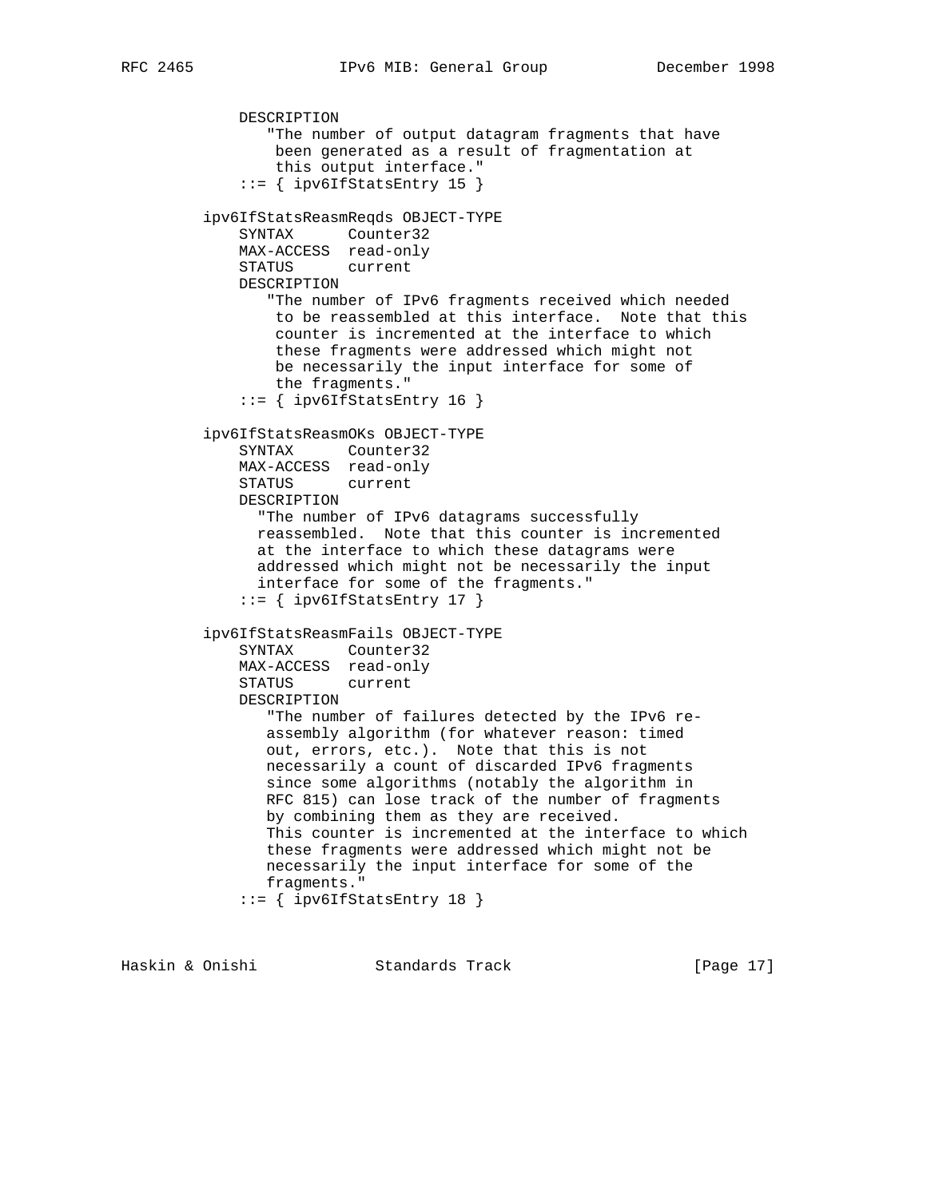```
          DESCRIPTION
             "The number of output datagram fragments that have
              been generated as a result of fragmentation at
              this output interface."
          ::= { ipv6IfStatsEntry 15 }

      ipv6IfStatsReasmReqds OBJECT-TYPE
          SYNTAX      Counter32
          MAX-ACCESS  read-only
          STATUS      current
          DESCRIPTION
             "The number of IPv6 fragments received which needed
              to be reassembled at this interface.  Note that this
              counter is incremented at the interface to which
              these fragments were addressed which might not
              be necessarily the input interface for some of
              the fragments."
          ::= { ipv6IfStatsEntry 16 }

      ipv6IfStatsReasmOKs OBJECT-TYPE
          SYNTAX      Counter32
          MAX-ACCESS  read-only
          STATUS      current
          DESCRIPTION
            "The number of IPv6 datagrams successfully
            reassembled.  Note that this counter is incremented
            at the interface to which these datagrams were
            addressed which might not be necessarily the input
            interface for some of the fragments."
          ::= { ipv6IfStatsEntry 17 }

      ipv6IfStatsReasmFails OBJECT-TYPE
          SYNTAX      Counter32
          MAX-ACCESS  read-only
          STATUS      current
          DESCRIPTION
             "The number of failures detected by the IPv6 re-
             assembly algorithm (for whatever reason: timed
             out, errors, etc.).  Note that this is not
             necessarily a count of discarded IPv6 fragments
             since some algorithms (notably the algorithm in
             RFC 815) can lose track of the number of fragments
             by combining them as they are received.
             This counter is incremented at the interface to which
             these fragments were addressed which might not be
             necessarily the input interface for some of the
             fragments."
          ::= { ipv6IfStatsEntry 18 }
```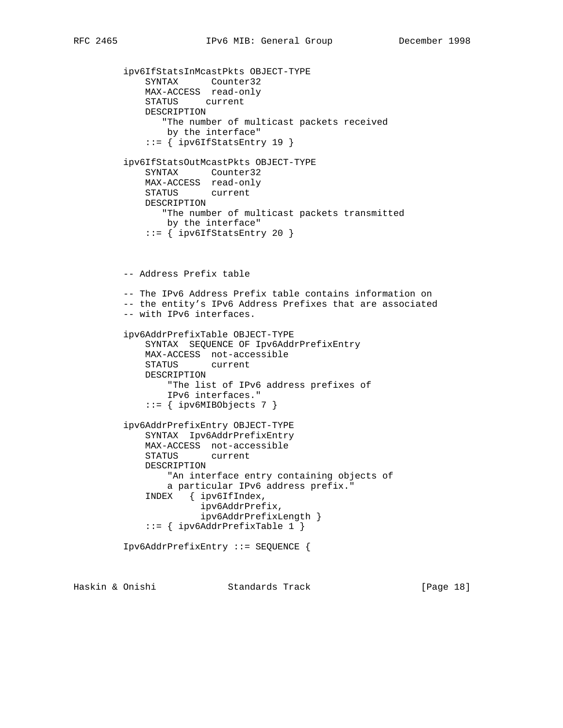```
ipv6IfStatsInMcastPkts OBJECT-TYPE
    SYNTAX      Counter32
    MAX-ACCESS  read-only
    STATUS     current
    DESCRIPTION
       "The number of multicast packets received
        by the interface"
    ::= { ipv6IfStatsEntry 19 }

ipv6IfStatsOutMcastPkts OBJECT-TYPE
    SYNTAX      Counter32
    MAX-ACCESS  read-only
    STATUS      current
    DESCRIPTION
       "The number of multicast packets transmitted
        by the interface"
    ::= { ipv6IfStatsEntry 20 }



-- Address Prefix table

-- The IPv6 Address Prefix table contains information on
-- the entity's IPv6 Address Prefixes that are associated
-- with IPv6 interfaces.

ipv6AddrPrefixTable OBJECT-TYPE
    SYNTAX  SEQUENCE OF Ipv6AddrPrefixEntry
    MAX-ACCESS  not-accessible
    STATUS      current
    DESCRIPTION
        "The list of IPv6 address prefixes of
        IPv6 interfaces."
    ::= { ipv6MIBObjects 7 }

ipv6AddrPrefixEntry OBJECT-TYPE
    SYNTAX  Ipv6AddrPrefixEntry
    MAX-ACCESS  not-accessible
    STATUS      current
    DESCRIPTION
        "An interface entry containing objects of
        a particular IPv6 address prefix."
    INDEX   { ipv6IfIndex,
              ipv6AddrPrefix,
              ipv6AddrPrefixLength }
    ::= { ipv6AddrPrefixTable 1 }

Ipv6AddrPrefixEntry ::= SEQUENCE {
```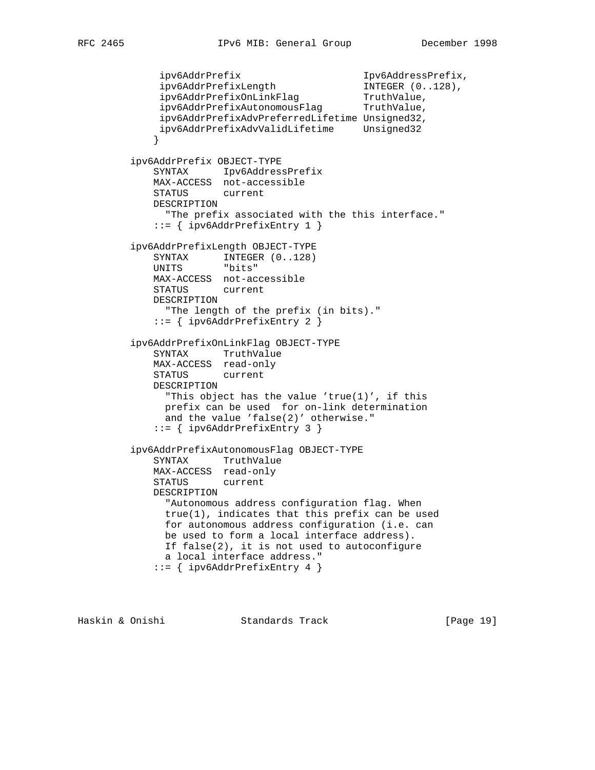```
              ipv6AddrPrefix                      Ipv6AddressPrefix,
              ipv6AddrPrefixLength                INTEGER (0..128),
              ipv6AddrPrefixOnLinkFlag            TruthValue,
              ipv6AddrPrefixAutonomousFlag        TruthValue,
              ipv6AddrPrefixAdvPreferredLifetime Unsigned32,
              ipv6AddrPrefixAdvValidLifetime      Unsigned32
             }

         ipv6AddrPrefix OBJECT-TYPE
             SYNTAX      Ipv6AddressPrefix
             MAX-ACCESS  not-accessible
             STATUS      current
             DESCRIPTION
               "The prefix associated with the this interface."
             ::= { ipv6AddrPrefixEntry 1 }

         ipv6AddrPrefixLength OBJECT-TYPE
             SYNTAX      INTEGER (0..128)
             UNITS       "bits"
             MAX-ACCESS  not-accessible
             STATUS      current
             DESCRIPTION
               "The length of the prefix (in bits)."
             ::= { ipv6AddrPrefixEntry 2 }

         ipv6AddrPrefixOnLinkFlag OBJECT-TYPE
             SYNTAX      TruthValue
             MAX-ACCESS  read-only
             STATUS      current
             DESCRIPTION
               "This object has the value 'true(1)', if this
               prefix can be used  for on-link determination
               and the value 'false(2)' otherwise."
             ::= { ipv6AddrPrefixEntry 3 }

         ipv6AddrPrefixAutonomousFlag OBJECT-TYPE
             SYNTAX      TruthValue
             MAX-ACCESS  read-only
             STATUS      current
             DESCRIPTION
               "Autonomous address configuration flag. When
               true(1), indicates that this prefix can be used
               for autonomous address configuration (i.e. can
               be used to form a local interface address).
               If false(2), it is not used to autoconfigure
               a local interface address."
             ::= { ipv6AddrPrefixEntry 4 }
```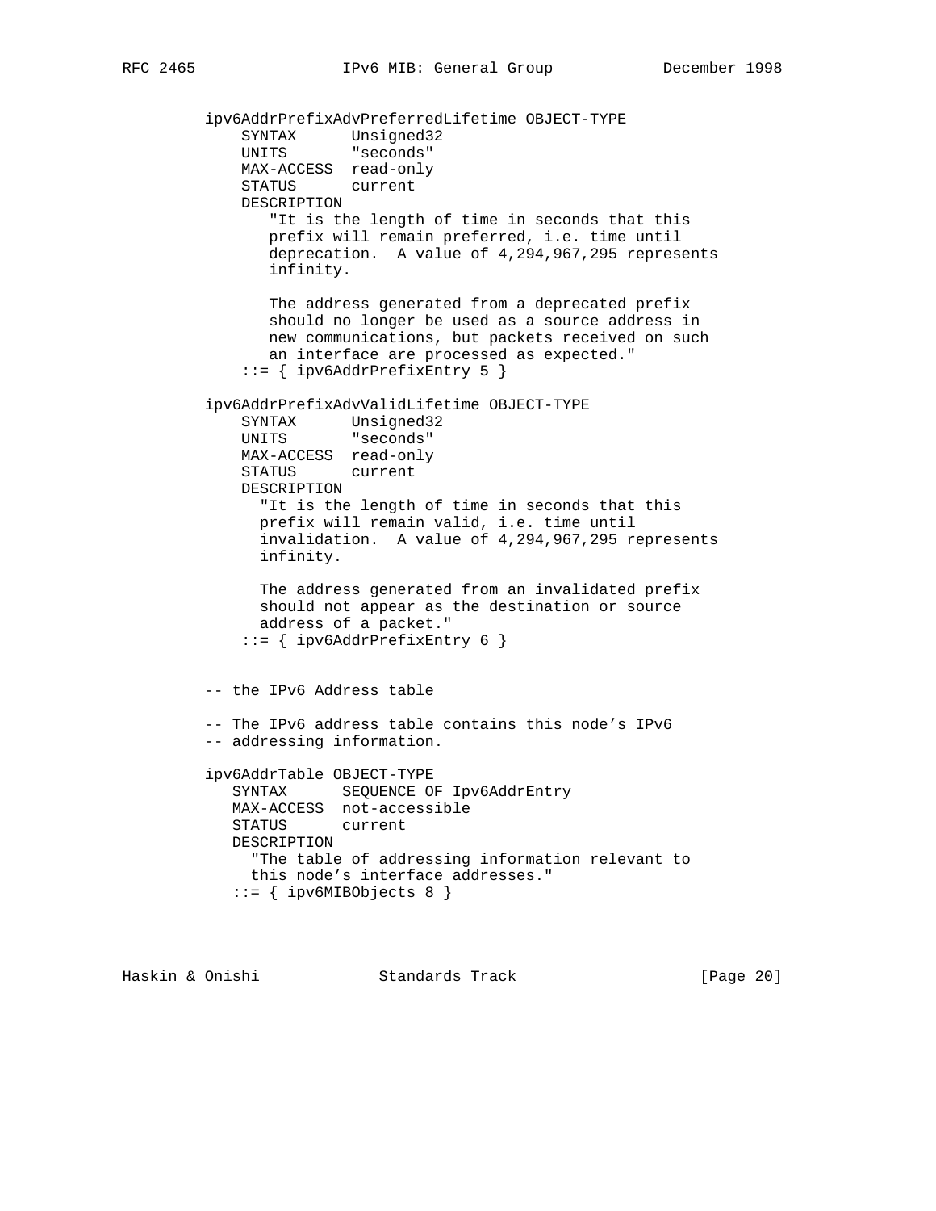```
ipv6AddrPrefixAdvPreferredLifetime OBJECT-TYPE
    SYNTAX      Unsigned32
    UNITS       "seconds"
    MAX-ACCESS  read-only
    STATUS      current
    DESCRIPTION
       "It is the length of time in seconds that this
       prefix will remain preferred, i.e. time until
       deprecation.  A value of 4,294,967,295 represents
       infinity.

       The address generated from a deprecated prefix
       should no longer be used as a source address in
       new communications, but packets received on such
       an interface are processed as expected."
    ::= { ipv6AddrPrefixEntry 5 }

ipv6AddrPrefixAdvValidLifetime OBJECT-TYPE
    SYNTAX      Unsigned32
    UNITS       "seconds"
    MAX-ACCESS  read-only
    STATUS      current
    DESCRIPTION
      "It is the length of time in seconds that this
      prefix will remain valid, i.e. time until
      invalidation.  A value of 4,294,967,295 represents
      infinity.

      The address generated from an invalidated prefix
      should not appear as the destination or source
      address of a packet."
    ::= { ipv6AddrPrefixEntry 6 }


-- the IPv6 Address table

-- The IPv6 address table contains this node's IPv6
-- addressing information.

ipv6AddrTable OBJECT-TYPE
   SYNTAX      SEQUENCE OF Ipv6AddrEntry
   MAX-ACCESS  not-accessible
   STATUS      current
   DESCRIPTION
     "The table of addressing information relevant to
     this node's interface addresses."
   ::= { ipv6MIBObjects 8 }
```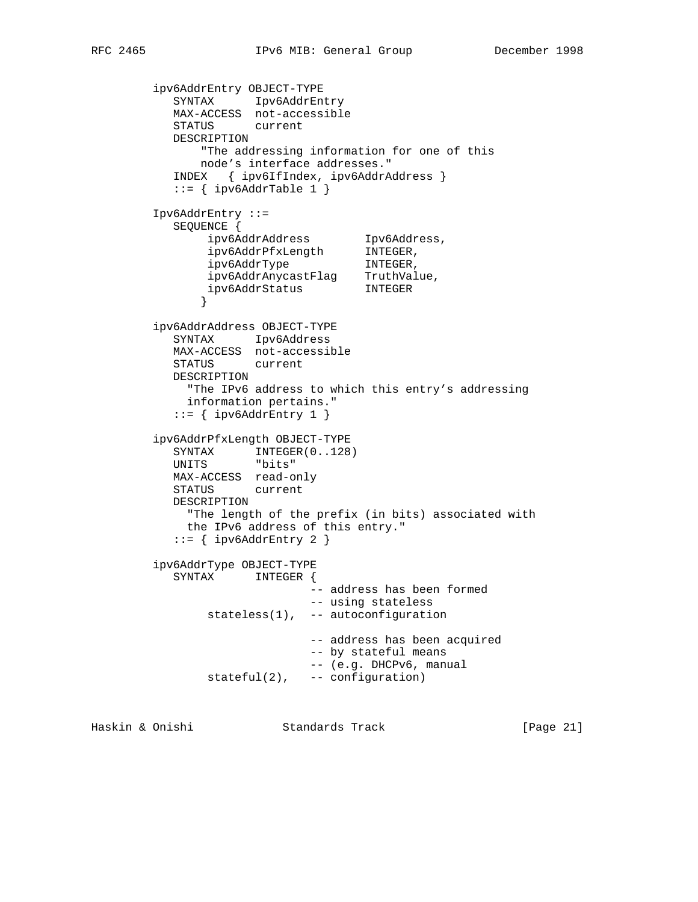```
ipv6AddrEntry OBJECT-TYPE
   SYNTAX      Ipv6AddrEntry
   MAX-ACCESS  not-accessible
   STATUS      current
   DESCRIPTION
       "The addressing information for one of this
       node's interface addresses."
   INDEX   { ipv6IfIndex, ipv6AddrAddress }
   ::= { ipv6AddrTable 1 }

Ipv6AddrEntry ::=
   SEQUENCE {
        ipv6AddrAddress        Ipv6Address,
        ipv6AddrPfxLength      INTEGER,
        ipv6AddrType           INTEGER,
        ipv6AddrAnycastFlag    TruthValue,
        ipv6AddrStatus         INTEGER
       }

ipv6AddrAddress OBJECT-TYPE
   SYNTAX      Ipv6Address
   MAX-ACCESS  not-accessible
   STATUS      current
   DESCRIPTION
     "The IPv6 address to which this entry's addressing
     information pertains."
   ::= { ipv6AddrEntry 1 }

ipv6AddrPfxLength OBJECT-TYPE
   SYNTAX      INTEGER(0..128)
   UNITS       "bits"
   MAX-ACCESS  read-only
   STATUS      current
   DESCRIPTION
     "The length of the prefix (in bits) associated with
     the IPv6 address of this entry."
   ::= { ipv6AddrEntry 2 }

ipv6AddrType OBJECT-TYPE
   SYNTAX      INTEGER {
                     -- address has been formed
                     -- using stateless
        stateless(1),  -- autoconfiguration

                     -- address has been acquired
                     -- by stateful means
                     -- (e.g. DHCPv6, manual
        stateful(2),   -- configuration)
```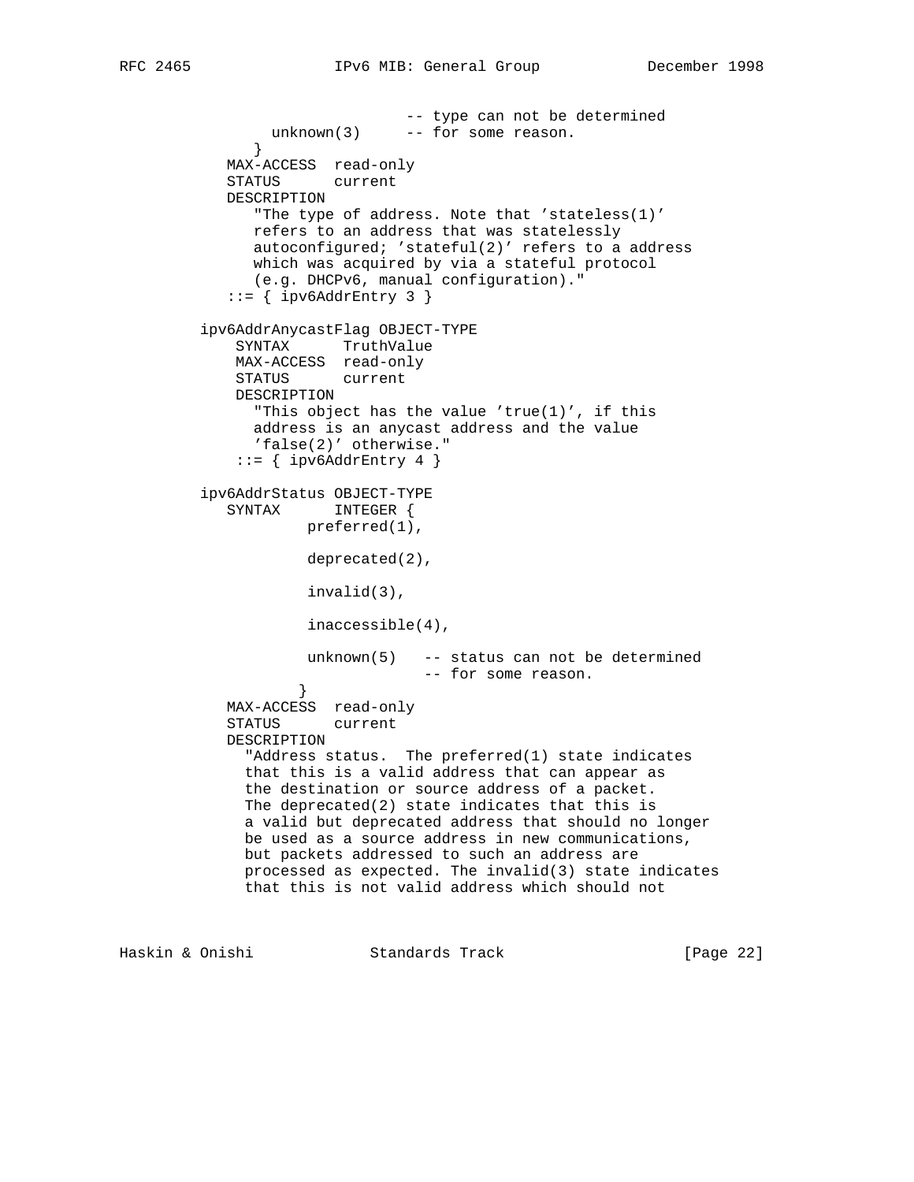```
                         -- type can not be determined
          unknown(3)     -- for some reason.
        }
      MAX-ACCESS  read-only
      STATUS      current
      DESCRIPTION
        "The type of address. Note that 'stateless(1)'
        refers to an address that was statelessly
        autoconfigured; 'stateful(2)' refers to a address
        which was acquired by via a stateful protocol
        (e.g. DHCPv6, manual configuration)."
      ::= { ipv6AddrEntry 3 }

   ipv6AddrAnycastFlag OBJECT-TYPE
       SYNTAX      TruthValue
       MAX-ACCESS  read-only
       STATUS      current
       DESCRIPTION
         "This object has the value 'true(1)', if this
         address is an anycast address and the value
         'false(2)' otherwise."
       ::= { ipv6AddrEntry 4 }

   ipv6AddrStatus OBJECT-TYPE
      SYNTAX      INTEGER {
               preferred(1),

               deprecated(2),

               invalid(3),

               inaccessible(4),

               unknown(5)   -- status can not be determined
                            -- for some reason.
              }
      MAX-ACCESS  read-only
      STATUS      current
      DESCRIPTION
        "Address status.  The preferred(1) state indicates
        that this is a valid address that can appear as
        the destination or source address of a packet.
        The deprecated(2) state indicates that this is
        a valid but deprecated address that should no longer
        be used as a source address in new communications,
        but packets addressed to such an address are
        processed as expected. The invalid(3) state indicates
        that this is not valid address which should not
```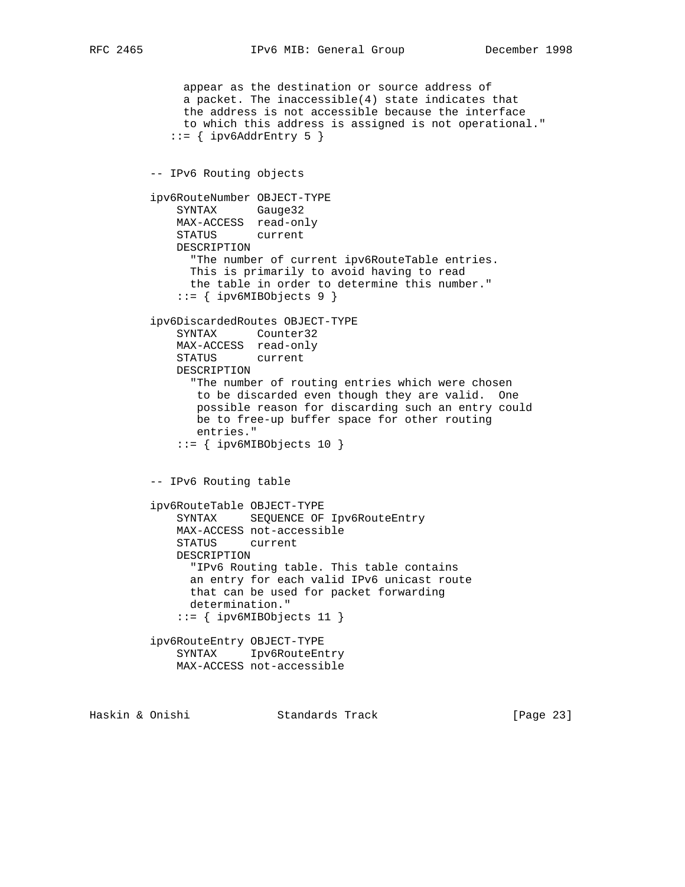```
          appear as the destination or source address of
          a packet. The inaccessible(4) state indicates that
          the address is not accessible because the interface
          to which this address is assigned is not operational."
        ::= { ipv6AddrEntry 5 }


     -- IPv6 Routing objects

     ipv6RouteNumber OBJECT-TYPE
         SYNTAX      Gauge32
         MAX-ACCESS  read-only
         STATUS      current
         DESCRIPTION
           "The number of current ipv6RouteTable entries.
           This is primarily to avoid having to read
           the table in order to determine this number."
         ::= { ipv6MIBObjects 9 }

     ipv6DiscardedRoutes OBJECT-TYPE
         SYNTAX      Counter32
         MAX-ACCESS  read-only
         STATUS      current
         DESCRIPTION
           "The number of routing entries which were chosen
            to be discarded even though they are valid.  One
            possible reason for discarding such an entry could
            be to free-up buffer space for other routing
            entries."
         ::= { ipv6MIBObjects 10 }


     -- IPv6 Routing table

     ipv6RouteTable OBJECT-TYPE
         SYNTAX     SEQUENCE OF Ipv6RouteEntry
         MAX-ACCESS not-accessible
         STATUS     current
         DESCRIPTION
           "IPv6 Routing table. This table contains
           an entry for each valid IPv6 unicast route
           that can be used for packet forwarding
           determination."
         ::= { ipv6MIBObjects 11 }

     ipv6RouteEntry OBJECT-TYPE
         SYNTAX     Ipv6RouteEntry
         MAX-ACCESS not-accessible
```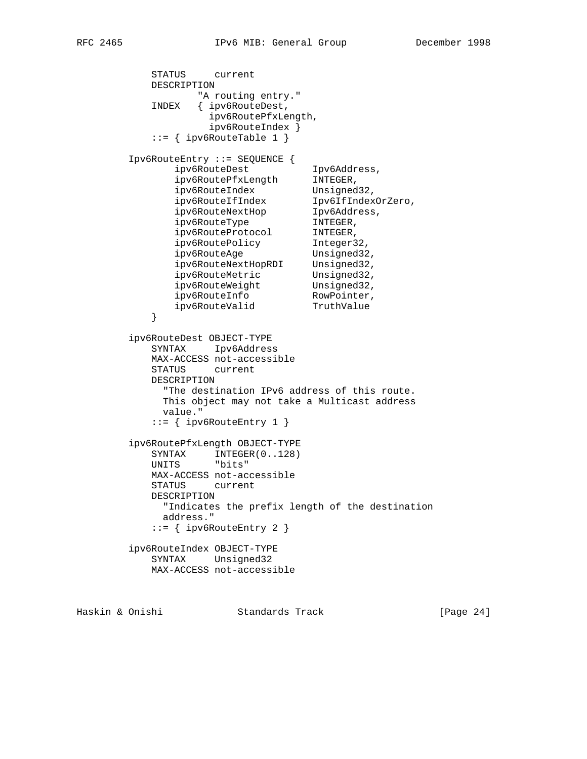```
           STATUS     current
           DESCRIPTION
                   "A routing entry."
           INDEX   { ipv6RouteDest,
                     ipv6RoutePfxLength,
                     ipv6RouteIndex }
           ::= { ipv6RouteTable 1 }

       Ipv6RouteEntry ::= SEQUENCE {
               ipv6RouteDest           Ipv6Address,
               ipv6RoutePfxLength      INTEGER,
               ipv6RouteIndex          Unsigned32,
               ipv6RouteIfIndex        Ipv6IfIndexOrZero,
               ipv6RouteNextHop        Ipv6Address,
               ipv6RouteType           INTEGER,
               ipv6RouteProtocol       INTEGER,
               ipv6RoutePolicy         Integer32,
               ipv6RouteAge            Unsigned32,
               ipv6RouteNextHopRDI     Unsigned32,
               ipv6RouteMetric         Unsigned32,
               ipv6RouteWeight         Unsigned32,
               ipv6RouteInfo           RowPointer,
               ipv6RouteValid          TruthValue
           }

       ipv6RouteDest OBJECT-TYPE
           SYNTAX     Ipv6Address
           MAX-ACCESS not-accessible
           STATUS     current
           DESCRIPTION
             "The destination IPv6 address of this route.
             This object may not take a Multicast address
             value."
           ::= { ipv6RouteEntry 1 }

       ipv6RoutePfxLength OBJECT-TYPE
           SYNTAX     INTEGER(0..128)
           UNITS      "bits"
           MAX-ACCESS not-accessible
           STATUS     current
           DESCRIPTION
             "Indicates the prefix length of the destination
             address."
           ::= { ipv6RouteEntry 2 }

       ipv6RouteIndex OBJECT-TYPE
           SYNTAX     Unsigned32
           MAX-ACCESS not-accessible
```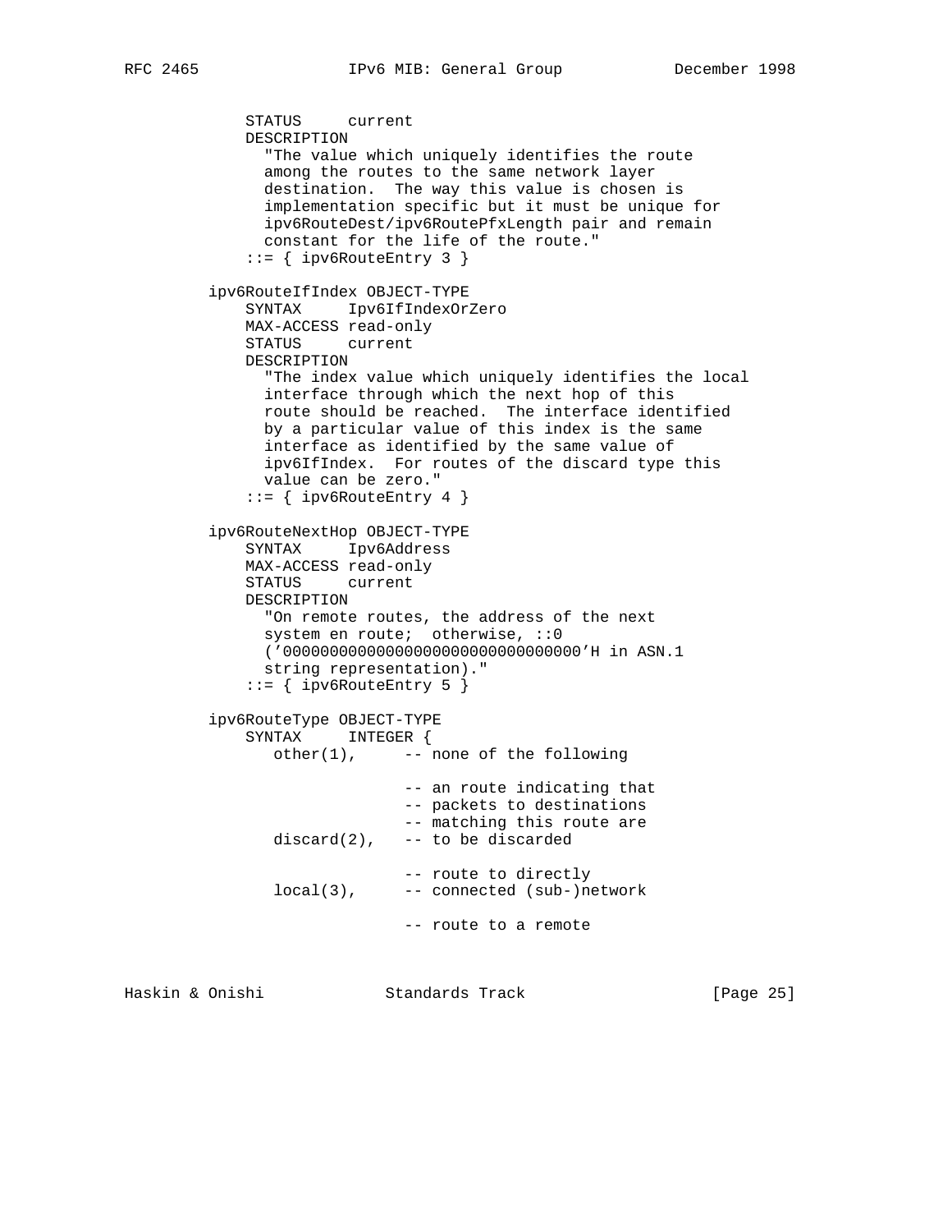```
    STATUS     current
    DESCRIPTION
      "The value which uniquely identifies the route
      among the routes to the same network layer
      destination.  The way this value is chosen is
      implementation specific but it must be unique for
      ipv6RouteDest/ipv6RoutePfxLength pair and remain
      constant for the life of the route."
    ::= { ipv6RouteEntry 3 }

ipv6RouteIfIndex OBJECT-TYPE
    SYNTAX     Ipv6IfIndexOrZero
    MAX-ACCESS read-only
    STATUS     current
    DESCRIPTION
      "The index value which uniquely identifies the local
      interface through which the next hop of this
      route should be reached.  The interface identified
      by a particular value of this index is the same
      interface as identified by the same value of
      ipv6IfIndex.  For routes of the discard type this
      value can be zero."
    ::= { ipv6RouteEntry 4 }

ipv6RouteNextHop OBJECT-TYPE
    SYNTAX     Ipv6Address
    MAX-ACCESS read-only
    STATUS     current
    DESCRIPTION
      "On remote routes, the address of the next
      system en route;  otherwise, ::0
      ('00000000000000000000000000000000'H in ASN.1
      string representation)."
    ::= { ipv6RouteEntry 5 }

ipv6RouteType OBJECT-TYPE
    SYNTAX     INTEGER {
       other(1),      -- none of the following

                      -- an route indicating that
                      -- packets to destinations
                      -- matching this route are
       discard(2),    -- to be discarded

                      -- route to directly
       local(3),      -- connected (sub-)network

                      -- route to a remote
```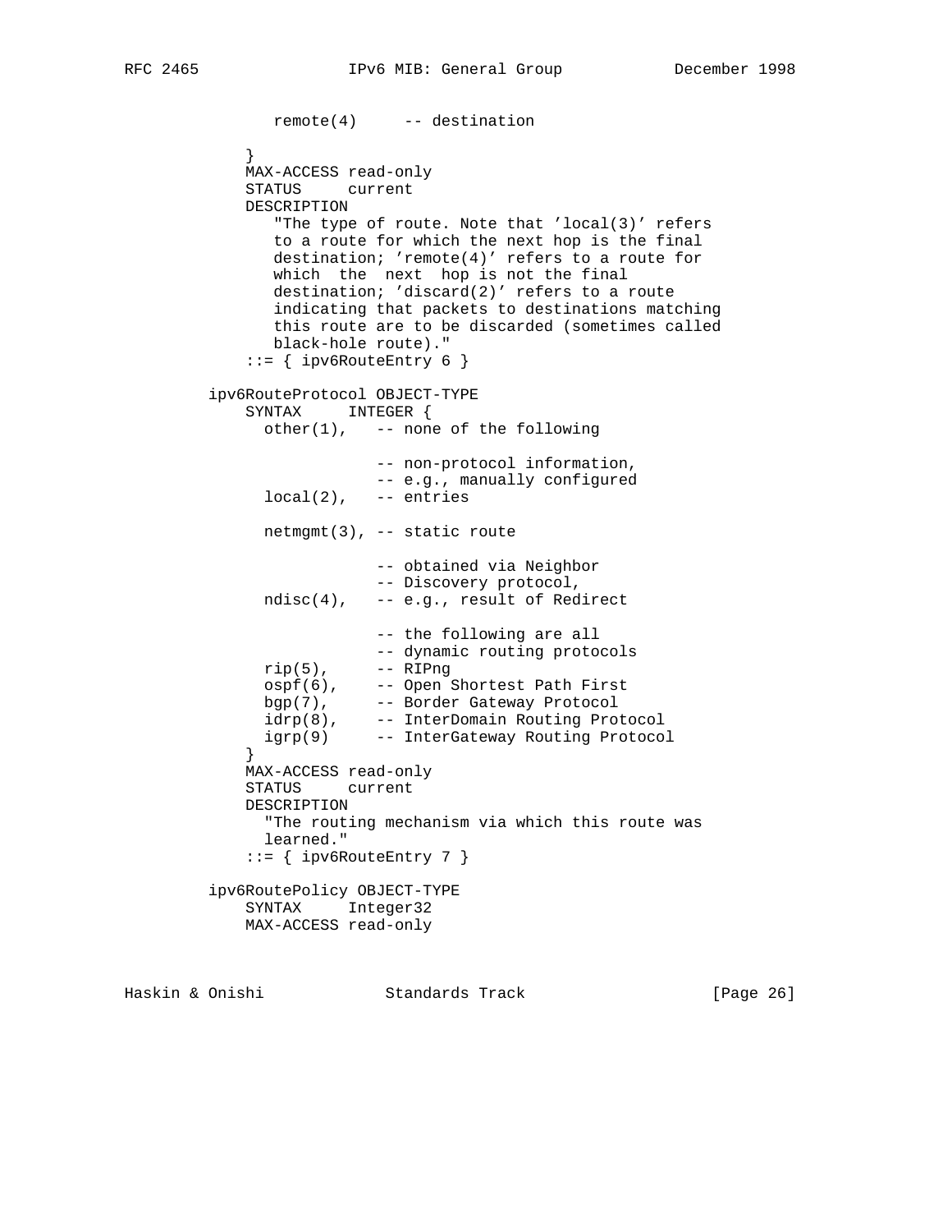```
              remote(4)     -- destination

            }
            MAX-ACCESS read-only
            STATUS     current
            DESCRIPTION
               "The type of route. Note that 'local(3)' refers
               to a route for which the next hop is the final
               destination; 'remote(4)' refers to a route for
               which  the  next  hop is not the final
               destination; 'discard(2)' refers to a route
               indicating that packets to destinations matching
               this route are to be discarded (sometimes called
               black-hole route)."
            ::= { ipv6RouteEntry 6 }

        ipv6RouteProtocol OBJECT-TYPE
            SYNTAX     INTEGER {
              other(1),   -- none of the following

                          -- non-protocol information,
                          -- e.g., manually configured
              local(2),   -- entries

              netmgmt(3), -- static route

                          -- obtained via Neighbor
                          -- Discovery protocol,
              ndisc(4),   -- e.g., result of Redirect

                          -- the following are all
                          -- dynamic routing protocols
              rip(5),     -- RIPng
              ospf(6),    -- Open Shortest Path First
              bgp(7),     -- Border Gateway Protocol
              idrp(8),    -- InterDomain Routing Protocol
              igrp(9)     -- InterGateway Routing Protocol
            }
            MAX-ACCESS read-only
            STATUS     current
            DESCRIPTION
              "The routing mechanism via which this route was
              learned."
            ::= { ipv6RouteEntry 7 }

        ipv6RoutePolicy OBJECT-TYPE
            SYNTAX     Integer32
            MAX-ACCESS read-only
```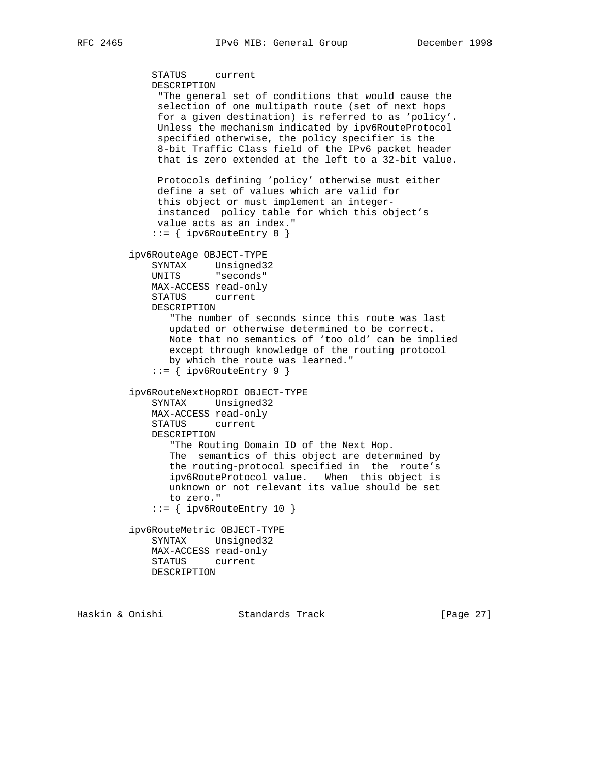```
            STATUS     current
            DESCRIPTION
             "The general set of conditions that would cause the
             selection of one multipath route (set of next hops
             for a given destination) is referred to as 'policy'.
             Unless the mechanism indicated by ipv6RouteProtocol
             specified otherwise, the policy specifier is the
             8-bit Traffic Class field of the IPv6 packet header
             that is zero extended at the left to a 32-bit value.

             Protocols defining 'policy' otherwise must either
             define a set of values which are valid for
             this object or must implement an integer-
             instanced  policy table for which this object's
             value acts as an index."
            ::= { ipv6RouteEntry 8 }

        ipv6RouteAge OBJECT-TYPE
            SYNTAX     Unsigned32
            UNITS      "seconds"
            MAX-ACCESS read-only
            STATUS     current
            DESCRIPTION
               "The number of seconds since this route was last
               updated or otherwise determined to be correct.
               Note that no semantics of 'too old' can be implied
               except through knowledge of the routing protocol
               by which the route was learned."
            ::= { ipv6RouteEntry 9 }

        ipv6RouteNextHopRDI OBJECT-TYPE
            SYNTAX     Unsigned32
            MAX-ACCESS read-only
            STATUS     current
            DESCRIPTION
               "The Routing Domain ID of the Next Hop.
               The  semantics of this object are determined by
               the routing-protocol specified in  the  route's
               ipv6RouteProtocol value.   When  this object is
               unknown or not relevant its value should be set
               to zero."
            ::= { ipv6RouteEntry 10 }

        ipv6RouteMetric OBJECT-TYPE
            SYNTAX     Unsigned32
            MAX-ACCESS read-only
            STATUS     current
            DESCRIPTION
```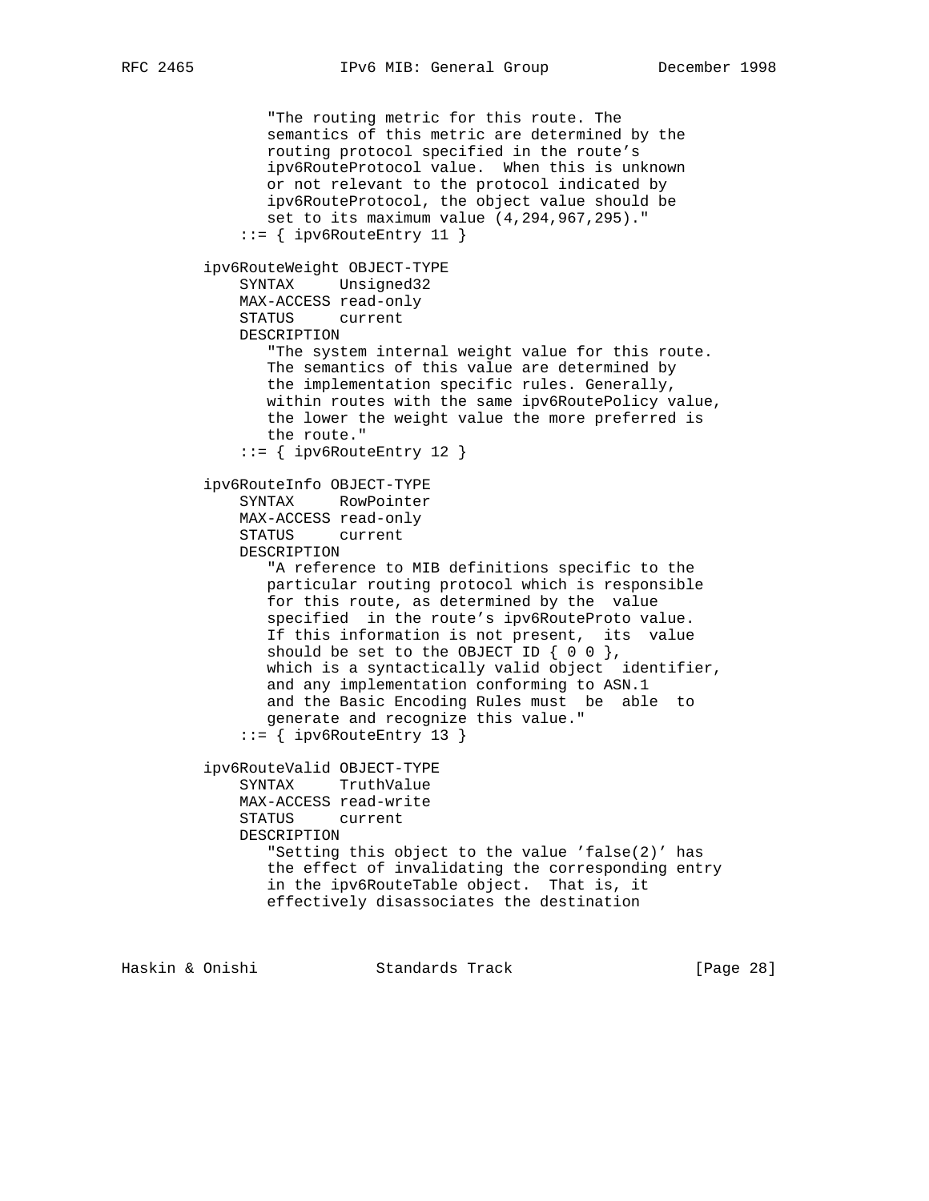```
               "The routing metric for this route. The
               semantics of this metric are determined by the
               routing protocol specified in the route's
               ipv6RouteProtocol value.  When this is unknown
               or not relevant to the protocol indicated by
               ipv6RouteProtocol, the object value should be
               set to its maximum value (4,294,967,295)."
            ::= { ipv6RouteEntry 11 }

        ipv6RouteWeight OBJECT-TYPE
            SYNTAX     Unsigned32
            MAX-ACCESS read-only
            STATUS     current
            DESCRIPTION
               "The system internal weight value for this route.
               The semantics of this value are determined by
               the implementation specific rules. Generally,
               within routes with the same ipv6RoutePolicy value,
               the lower the weight value the more preferred is
               the route."
            ::= { ipv6RouteEntry 12 }

        ipv6RouteInfo OBJECT-TYPE
            SYNTAX     RowPointer
            MAX-ACCESS read-only
            STATUS     current
            DESCRIPTION
               "A reference to MIB definitions specific to the
               particular routing protocol which is responsible
               for this route, as determined by the  value
               specified  in the route's ipv6RouteProto value.
               If this information is not present,  its  value
               should be set to the OBJECT ID { 0 0 },
               which is a syntactically valid object  identifier,
               and any implementation conforming to ASN.1
               and the Basic Encoding Rules must  be  able  to
               generate and recognize this value."
            ::= { ipv6RouteEntry 13 }

        ipv6RouteValid OBJECT-TYPE
            SYNTAX     TruthValue
            MAX-ACCESS read-write
            STATUS     current
            DESCRIPTION
               "Setting this object to the value 'false(2)' has
               the effect of invalidating the corresponding entry
               in the ipv6RouteTable object.  That is, it
               effectively disassociates the destination
```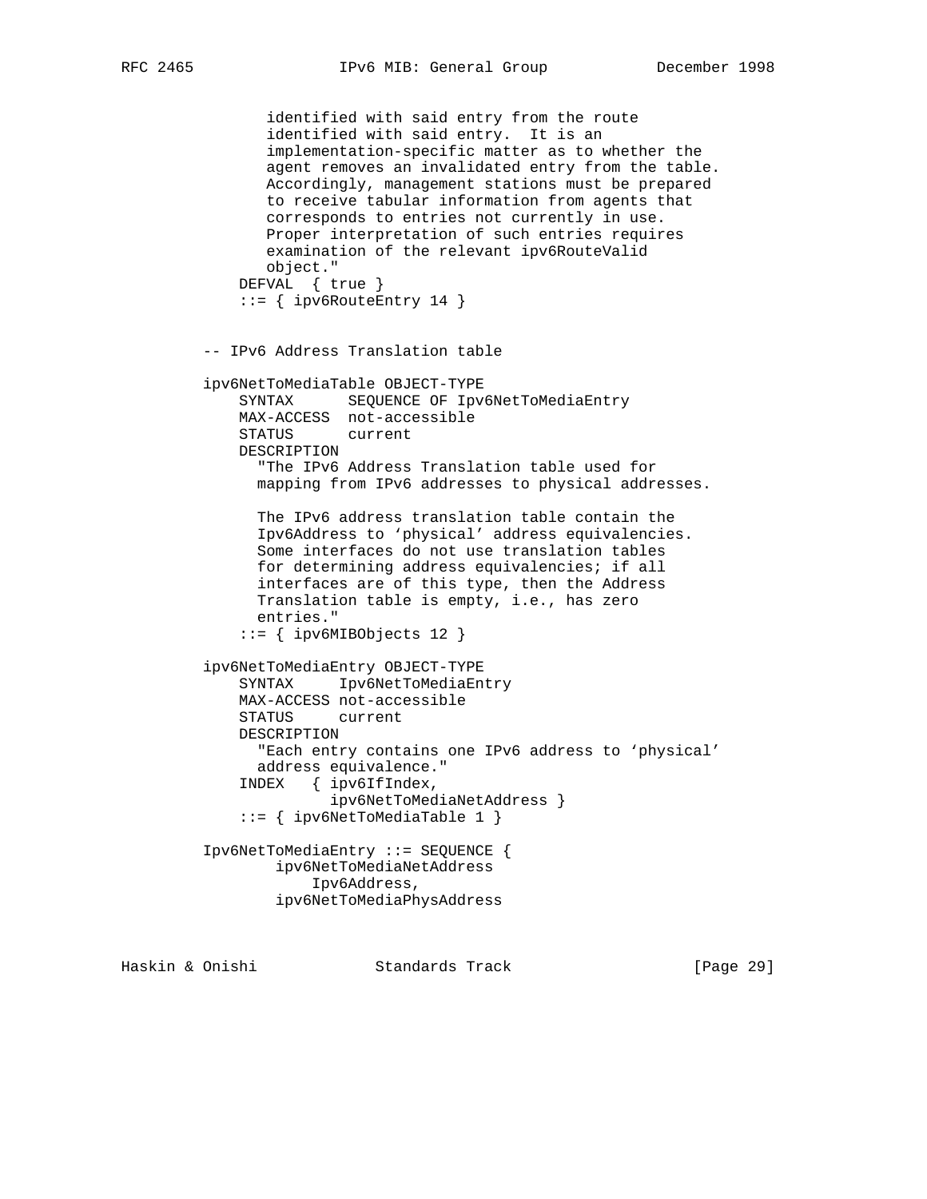```
             identified with said entry from the route
             identified with said entry.  It is an
             implementation-specific matter as to whether the
             agent removes an invalidated entry from the table.
             Accordingly, management stations must be prepared
             to receive tabular information from agents that
             corresponds to entries not currently in use.
             Proper interpretation of such entries requires
             examination of the relevant ipv6RouteValid
             object."
         DEFVAL  { true }
         ::= { ipv6RouteEntry 14 }


     -- IPv6 Address Translation table

     ipv6NetToMediaTable OBJECT-TYPE
         SYNTAX      SEQUENCE OF Ipv6NetToMediaEntry
         MAX-ACCESS  not-accessible
         STATUS      current
         DESCRIPTION
           "The IPv6 Address Translation table used for
           mapping from IPv6 addresses to physical addresses.

           The IPv6 address translation table contain the
           Ipv6Address to `physical' address equivalencies.
           Some interfaces do not use translation tables
           for determining address equivalencies; if all
           interfaces are of this type, then the Address
           Translation table is empty, i.e., has zero
           entries."
         ::= { ipv6MIBObjects 12 }

     ipv6NetToMediaEntry OBJECT-TYPE
         SYNTAX     Ipv6NetToMediaEntry
         MAX-ACCESS not-accessible
         STATUS     current
         DESCRIPTION
           "Each entry contains one IPv6 address to `physical'
           address equivalence."
         INDEX   { ipv6IfIndex,
                   ipv6NetToMediaNetAddress }
         ::= { ipv6NetToMediaTable 1 }

     Ipv6NetToMediaEntry ::= SEQUENCE {
             ipv6NetToMediaNetAddress
                 Ipv6Address,
             ipv6NetToMediaPhysAddress
```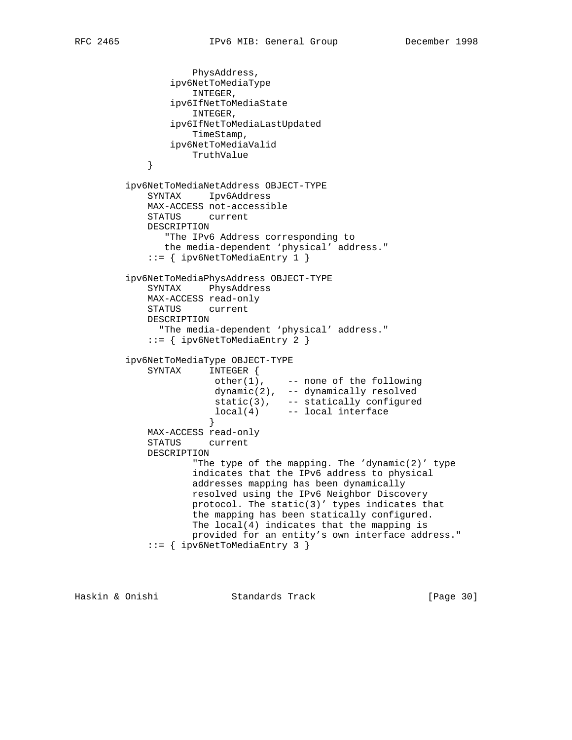```
                 PhysAddress,
             ipv6NetToMediaType
                 INTEGER,
             ipv6IfNetToMediaState
                 INTEGER,
             ipv6IfNetToMediaLastUpdated
                 TimeStamp,
             ipv6NetToMediaValid
                 TruthValue
         }

     ipv6NetToMediaNetAddress OBJECT-TYPE
         SYNTAX     Ipv6Address
         MAX-ACCESS not-accessible
         STATUS     current
         DESCRIPTION
            "The IPv6 Address corresponding to
            the media-dependent 'physical' address."
         ::= { ipv6NetToMediaEntry 1 }

     ipv6NetToMediaPhysAddress OBJECT-TYPE
         SYNTAX     PhysAddress
         MAX-ACCESS read-only
         STATUS     current
         DESCRIPTION
           "The media-dependent 'physical' address."
         ::= { ipv6NetToMediaEntry 2 }

     ipv6NetToMediaType OBJECT-TYPE
         SYNTAX     INTEGER {
                     other(1),    -- none of the following
                     dynamic(2),  -- dynamically resolved
                     static(3),   -- statically configured
                     local(4)     -- local interface
                    }
         MAX-ACCESS read-only
         STATUS     current
         DESCRIPTION
                 "The type of the mapping. The 'dynamic(2)' type
                 indicates that the IPv6 address to physical
                 addresses mapping has been dynamically
                 resolved using the IPv6 Neighbor Discovery
                 protocol. The static(3)' types indicates that
                 the mapping has been statically configured.
                 The local(4) indicates that the mapping is
                 provided for an entity's own interface address."
         ::= { ipv6NetToMediaEntry 3 }
```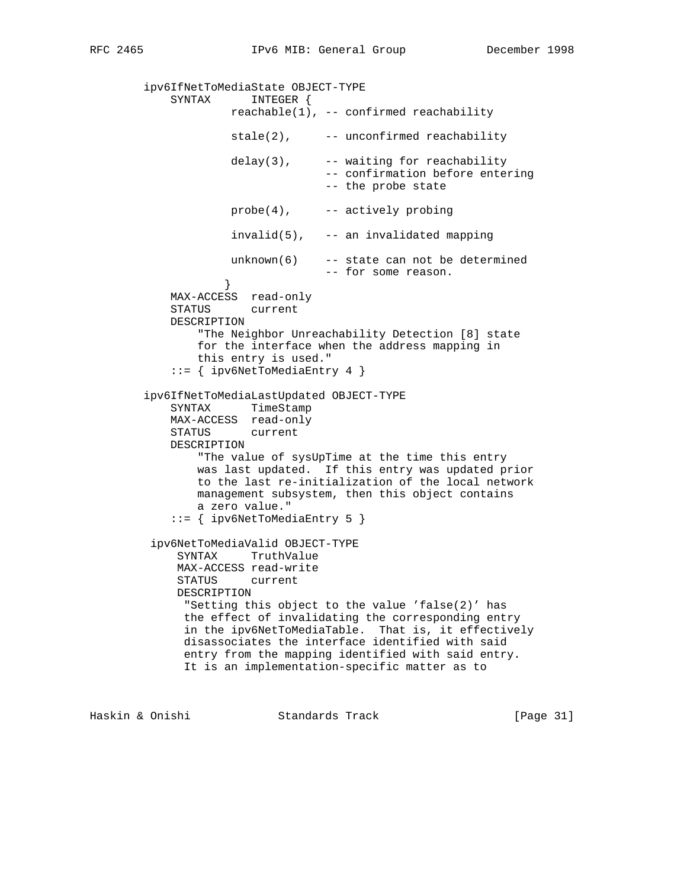```
        ipv6IfNetToMediaState OBJECT-TYPE
            SYNTAX      INTEGER {
                     reachable(1), -- confirmed reachability

                     stale(2),     -- unconfirmed reachability

                     delay(3),     -- waiting for reachability
                                   -- confirmation before entering
                                   -- the probe state

                     probe(4),     -- actively probing

                     invalid(5),   -- an invalidated mapping

                     unknown(6)    -- state can not be determined
                                   -- for some reason.
                    }
            MAX-ACCESS  read-only
            STATUS      current
            DESCRIPTION
                "The Neighbor Unreachability Detection [8] state
                for the interface when the address mapping in
                this entry is used."
            ::= { ipv6NetToMediaEntry 4 }

        ipv6IfNetToMediaLastUpdated OBJECT-TYPE
            SYNTAX      TimeStamp
            MAX-ACCESS  read-only
            STATUS      current
            DESCRIPTION
                "The value of sysUpTime at the time this entry
                was last updated.  If this entry was updated prior
                to the last re-initialization of the local network
                management subsystem, then this object contains
                a zero value."
            ::= { ipv6NetToMediaEntry 5 }

         ipv6NetToMediaValid OBJECT-TYPE
             SYNTAX     TruthValue
             MAX-ACCESS read-write
             STATUS     current
             DESCRIPTION
              "Setting this object to the value 'false(2)' has
              the effect of invalidating the corresponding entry
              in the ipv6NetToMediaTable.  That is, it effectively
              disassociates the interface identified with said
              entry from the mapping identified with said entry.
              It is an implementation-specific matter as to
```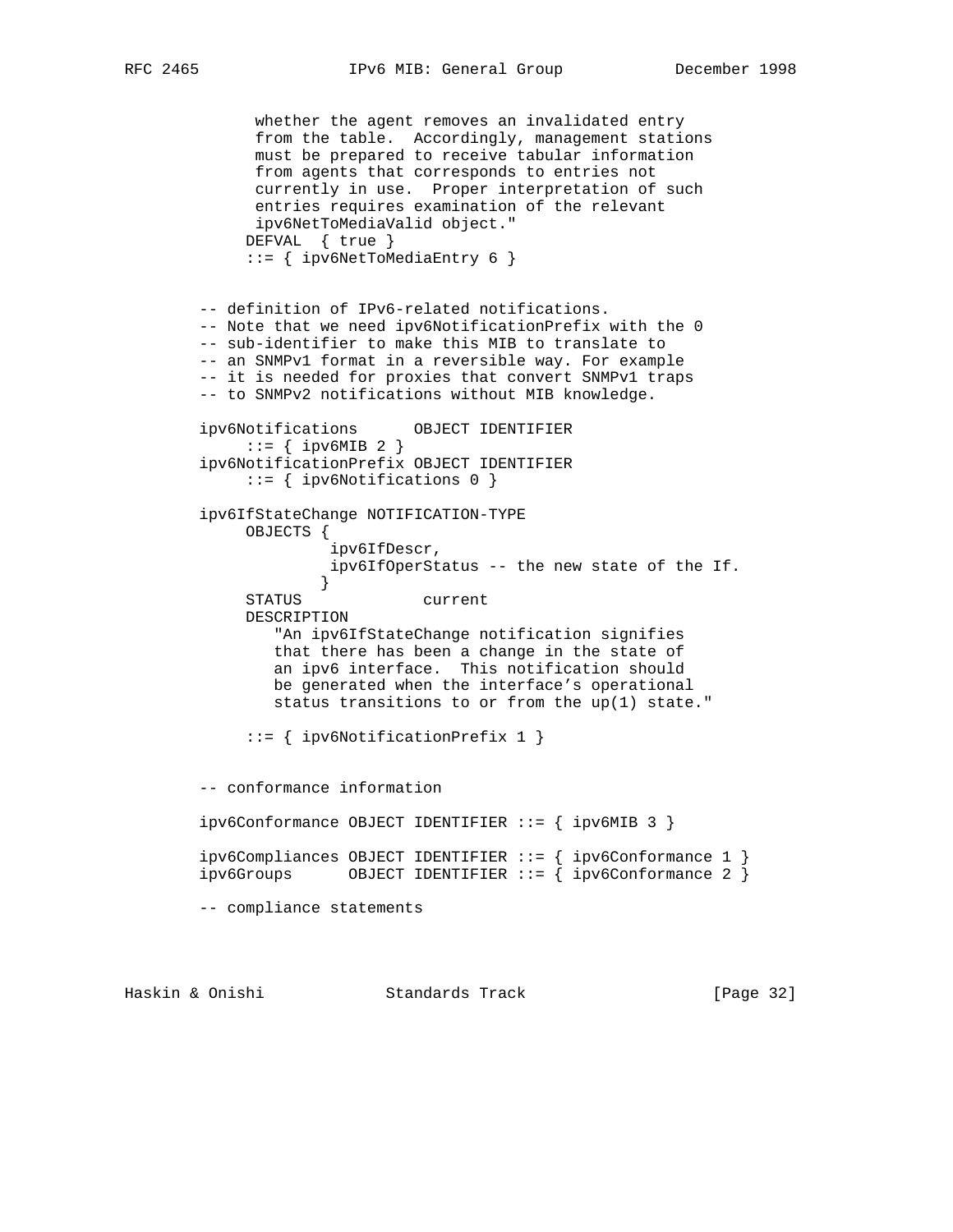```
         whether the agent removes an invalidated entry
         from the table.  Accordingly, management stations
         must be prepared to receive tabular information
         from agents that corresponds to entries not
         currently in use.  Proper interpretation of such
         entries requires examination of the relevant
         ipv6NetToMediaValid object."
        DEFVAL  { true }
        ::= { ipv6NetToMediaEntry 6 }


   -- definition of IPv6-related notifications.
   -- Note that we need ipv6NotificationPrefix with the 0
   -- sub-identifier to make this MIB to translate to
   -- an SNMPv1 format in a reversible way. For example
   -- it is needed for proxies that convert SNMPv1 traps
   -- to SNMPv2 notifications without MIB knowledge.

   ipv6Notifications      OBJECT IDENTIFIER
        ::= { ipv6MIB 2 }
   ipv6NotificationPrefix OBJECT IDENTIFIER
        ::= { ipv6Notifications 0 }

   ipv6IfStateChange NOTIFICATION-TYPE
        OBJECTS {
                 ipv6IfDescr,
                 ipv6IfOperStatus -- the new state of the If.
                }
        STATUS             current
        DESCRIPTION
           "An ipv6IfStateChange notification signifies
           that there has been a change in the state of
           an ipv6 interface.  This notification should
           be generated when the interface's operational
           status transitions to or from the up(1) state."

        ::= { ipv6NotificationPrefix 1 }


   -- conformance information

   ipv6Conformance OBJECT IDENTIFIER ::= { ipv6MIB 3 }

   ipv6Compliances OBJECT IDENTIFIER ::= { ipv6Conformance 1 }
   ipv6Groups      OBJECT IDENTIFIER ::= { ipv6Conformance 2 }

   -- compliance statements
```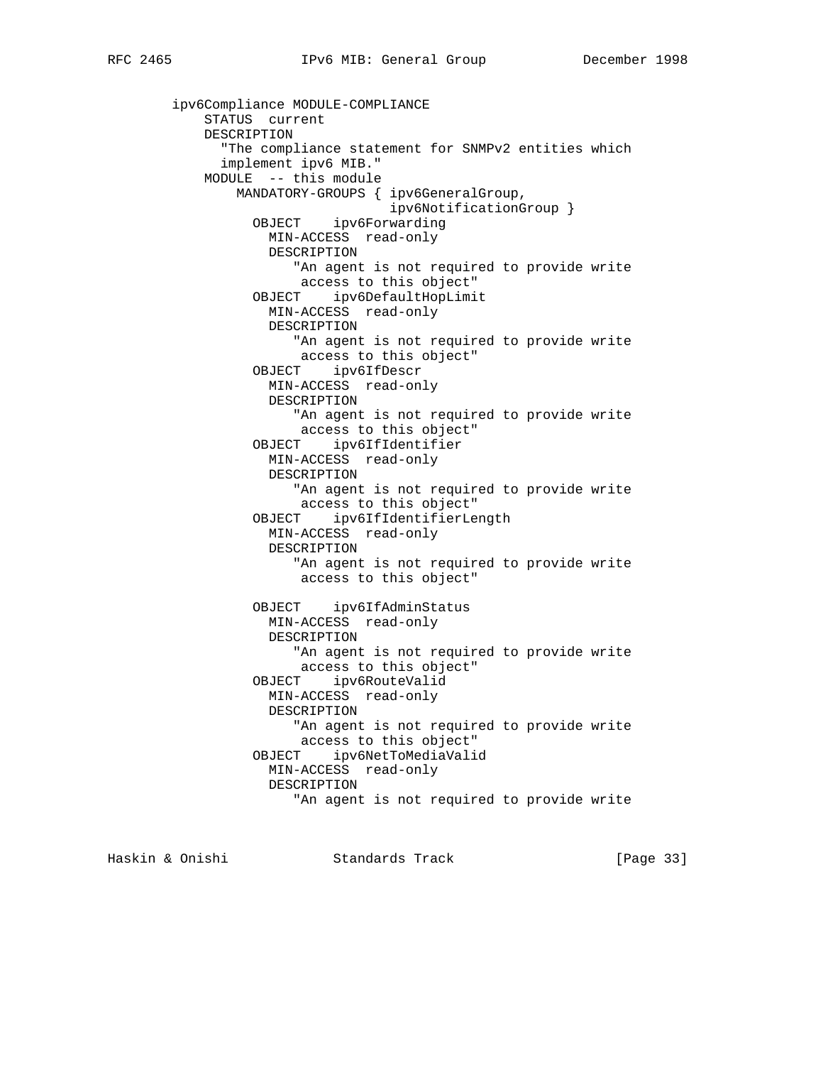```
ipv6Compliance MODULE-COMPLIANCE
    STATUS  current
    DESCRIPTION
      "The compliance statement for SNMPv2 entities which
      implement ipv6 MIB."
    MODULE  -- this module
        MANDATORY-GROUPS { ipv6GeneralGroup,
                           ipv6NotificationGroup }
          OBJECT    ipv6Forwarding
            MIN-ACCESS  read-only
            DESCRIPTION
               "An agent is not required to provide write
                access to this object"
          OBJECT    ipv6DefaultHopLimit
            MIN-ACCESS  read-only
            DESCRIPTION
               "An agent is not required to provide write
                access to this object"
          OBJECT    ipv6IfDescr
            MIN-ACCESS  read-only
            DESCRIPTION
               "An agent is not required to provide write
                access to this object"
          OBJECT    ipv6IfIdentifier
            MIN-ACCESS  read-only
            DESCRIPTION
               "An agent is not required to provide write
                access to this object"
          OBJECT    ipv6IfIdentifierLength
            MIN-ACCESS  read-only
            DESCRIPTION
               "An agent is not required to provide write
                access to this object"

          OBJECT    ipv6IfAdminStatus
            MIN-ACCESS  read-only
            DESCRIPTION
               "An agent is not required to provide write
                access to this object"
          OBJECT    ipv6RouteValid
            MIN-ACCESS  read-only
            DESCRIPTION
               "An agent is not required to provide write
                access to this object"
          OBJECT    ipv6NetToMediaValid
            MIN-ACCESS  read-only
            DESCRIPTION
               "An agent is not required to provide write
```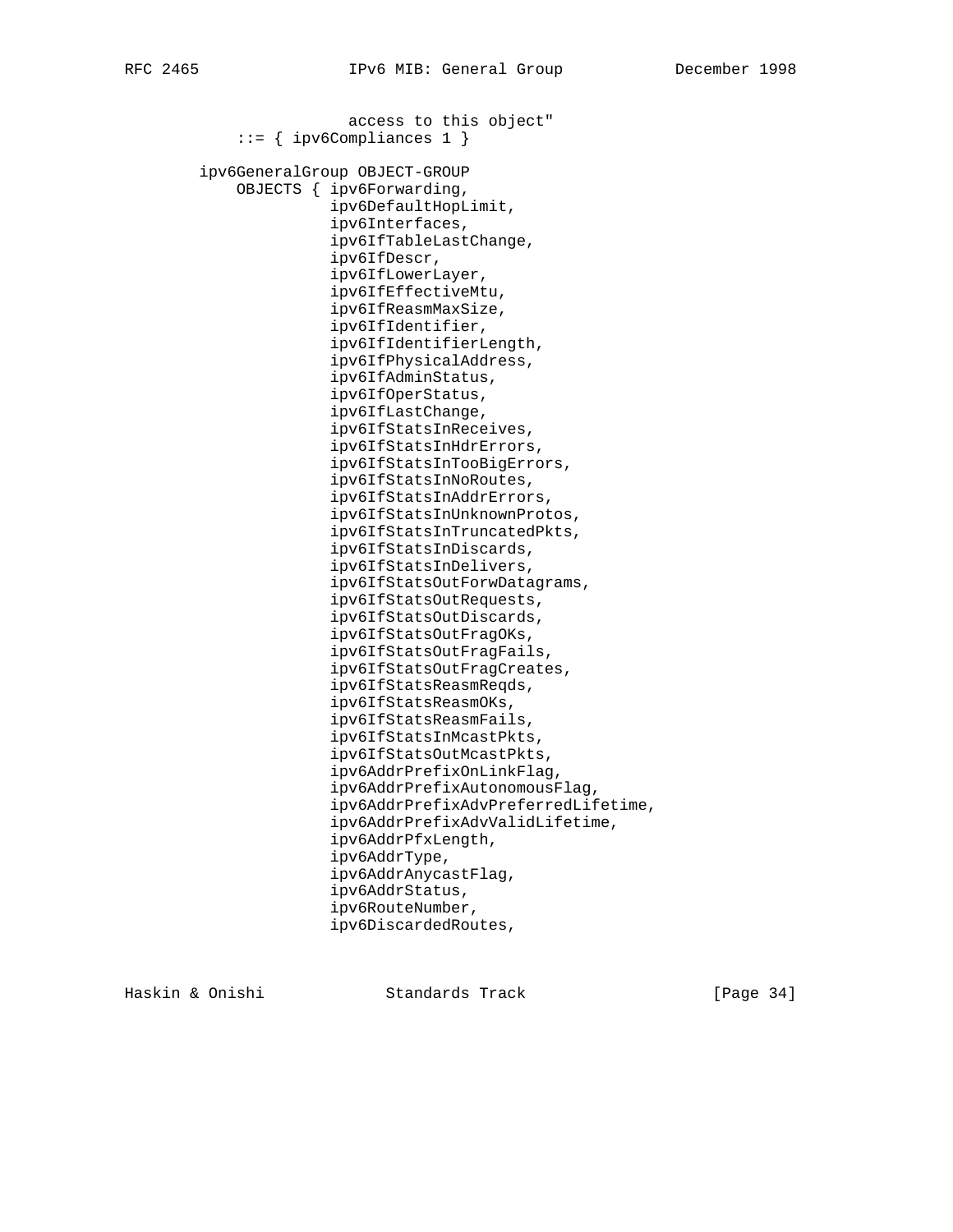```
                     access to this object"
          ::= { ipv6Compliances 1 }

      ipv6GeneralGroup OBJECT-GROUP
          OBJECTS { ipv6Forwarding,
                    ipv6DefaultHopLimit,
                    ipv6Interfaces,
                    ipv6IfTableLastChange,
                    ipv6IfDescr,
                    ipv6IfLowerLayer,
                    ipv6IfEffectiveMtu,
                    ipv6IfReasmMaxSize,
                    ipv6IfIdentifier,
                    ipv6IfIdentifierLength,
                    ipv6IfPhysicalAddress,
                    ipv6IfAdminStatus,
                    ipv6IfOperStatus,
                    ipv6IfLastChange,
                    ipv6IfStatsInReceives,
                    ipv6IfStatsInHdrErrors,
                    ipv6IfStatsInTooBigErrors,
                    ipv6IfStatsInNoRoutes,
                    ipv6IfStatsInAddrErrors,
                    ipv6IfStatsInUnknownProtos,
                    ipv6IfStatsInTruncatedPkts,
                    ipv6IfStatsInDiscards,
                    ipv6IfStatsInDelivers,
                    ipv6IfStatsOutForwDatagrams,
                    ipv6IfStatsOutRequests,
                    ipv6IfStatsOutDiscards,
                    ipv6IfStatsOutFragOKs,
                    ipv6IfStatsOutFragFails,
                    ipv6IfStatsOutFragCreates,
                    ipv6IfStatsReasmReqds,
                    ipv6IfStatsReasmOKs,
                    ipv6IfStatsReasmFails,
                    ipv6IfStatsInMcastPkts,
                    ipv6IfStatsOutMcastPkts,
                    ipv6AddrPrefixOnLinkFlag,
                    ipv6AddrPrefixAutonomousFlag,
                    ipv6AddrPrefixAdvPreferredLifetime,
                    ipv6AddrPrefixAdvValidLifetime,
                    ipv6AddrPfxLength,
                    ipv6AddrType,
                    ipv6AddrAnycastFlag,
                    ipv6AddrStatus,
                    ipv6RouteNumber,
                    ipv6DiscardedRoutes,
```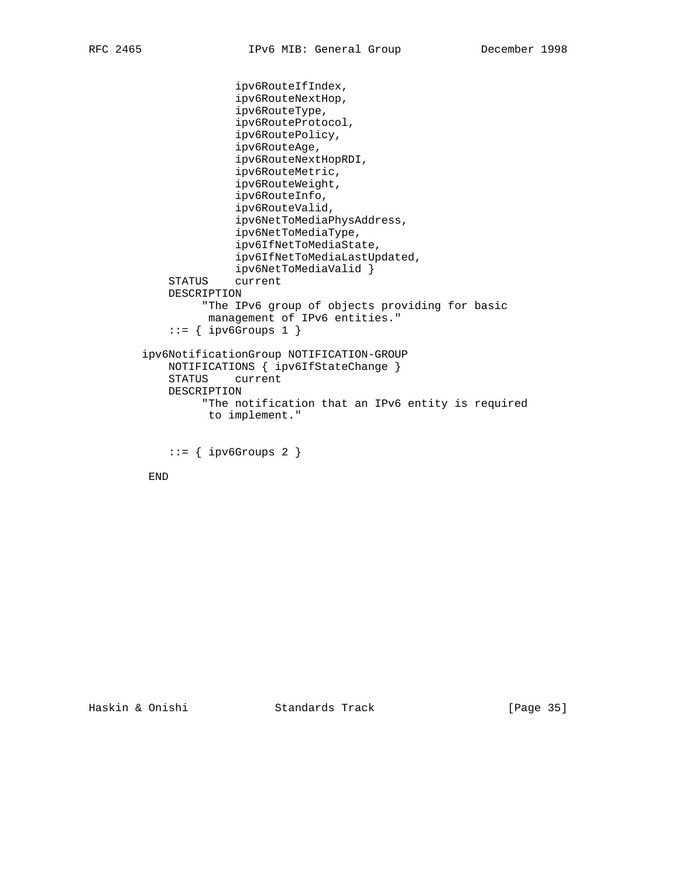```
                 ipv6RouteIfIndex,
                 ipv6RouteNextHop,
                 ipv6RouteType,
                 ipv6RouteProtocol,
                 ipv6RoutePolicy,
                 ipv6RouteAge,
                 ipv6RouteNextHopRDI,
                 ipv6RouteMetric,
                 ipv6RouteWeight,
                 ipv6RouteInfo,
                 ipv6RouteValid,
                 ipv6NetToMediaPhysAddress,
                 ipv6NetToMediaType,
                 ipv6IfNetToMediaState,
                 ipv6IfNetToMediaLastUpdated,
                 ipv6NetToMediaValid }
       STATUS    current
       DESCRIPTION
            "The IPv6 group of objects providing for basic
             management of IPv6 entities."
       ::= { ipv6Groups 1 }

   ipv6NotificationGroup NOTIFICATION-GROUP
       NOTIFICATIONS { ipv6IfStateChange }
       STATUS    current
       DESCRIPTION
            "The notification that an IPv6 entity is required
             to implement."


       ::= { ipv6Groups 2 }

    END
```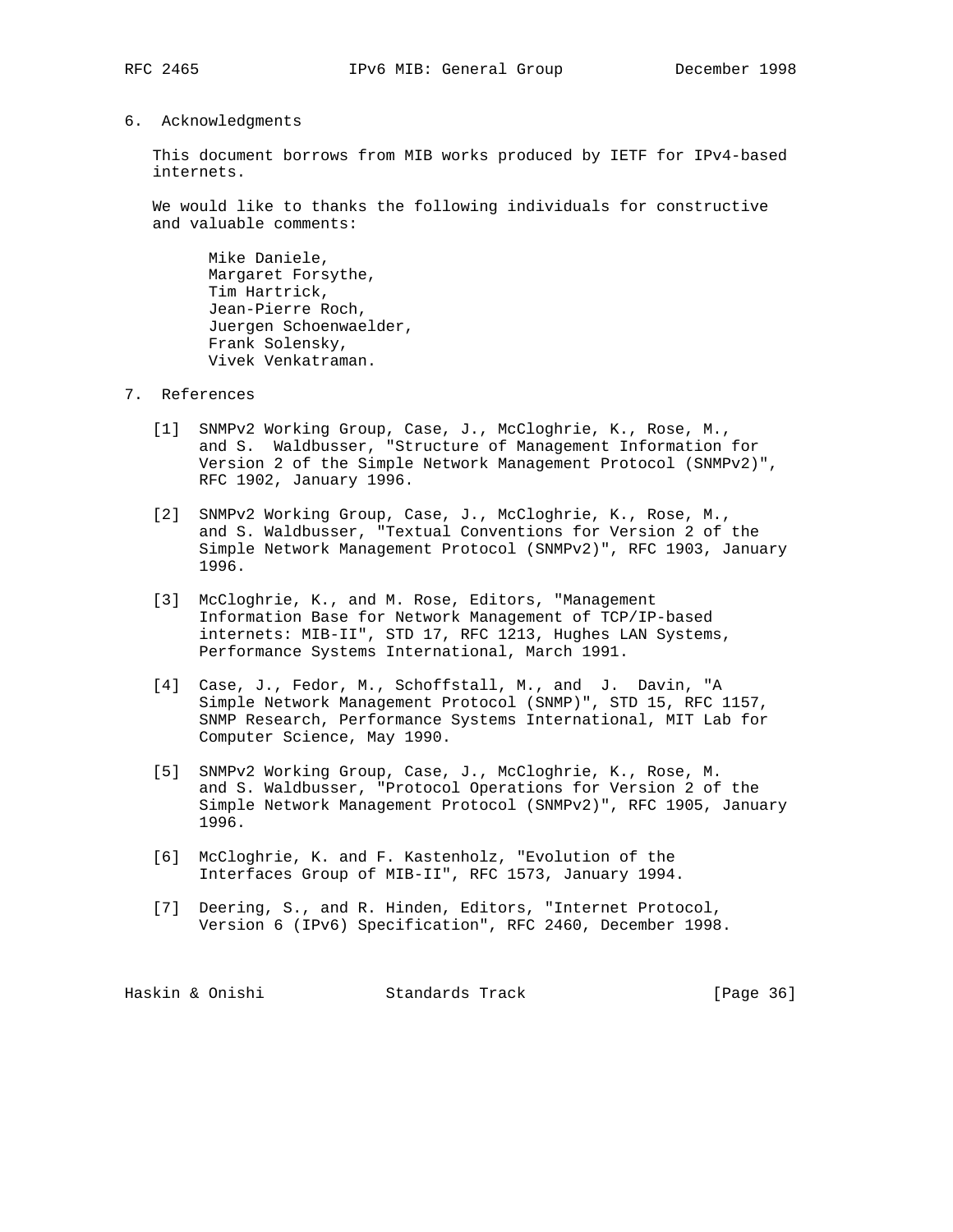## 6. Acknowledgments

This document borrows from MIB works produced by IETF for IPv4-based internets.

We would like to thanks the following individuals for constructive and valuable comments:

Mike Daniele,
Margaret Forsythe,
Tim Hartrick,
Jean-Pierre Roch,
Juergen Schoenwaelder,
Frank Solensky,
Vivek Venkatraman.

## 7. References

[1] SNMPv2 Working Group, Case, J., McCloghrie, K., Rose, M., and S. Waldbusser, "Structure of Management Information for Version 2 of the Simple Network Management Protocol (SNMPv2)", RFC 1902, January 1996.

[2] SNMPv2 Working Group, Case, J., McCloghrie, K., Rose, M., and S. Waldbusser, "Textual Conventions for Version 2 of the Simple Network Management Protocol (SNMPv2)", RFC 1903, January 1996.

[3] McCloghrie, K., and M. Rose, Editors, "Management Information Base for Network Management of TCP/IP-based internets: MIB-II", STD 17, RFC 1213, Hughes LAN Systems, Performance Systems International, March 1991.

[4] Case, J., Fedor, M., Schoffstall, M., and J. Davin, "A Simple Network Management Protocol (SNMP)", STD 15, RFC 1157, SNMP Research, Performance Systems International, MIT Lab for Computer Science, May 1990.

[5] SNMPv2 Working Group, Case, J., McCloghrie, K., Rose, M. and S. Waldbusser, "Protocol Operations for Version 2 of the Simple Network Management Protocol (SNMPv2)", RFC 1905, January 1996.

[6] McCloghrie, K. and F. Kastenholz, "Evolution of the Interfaces Group of MIB-II", RFC 1573, January 1994.

[7] Deering, S., and R. Hinden, Editors, "Internet Protocol, Version 6 (IPv6) Specification", RFC 2460, December 1998.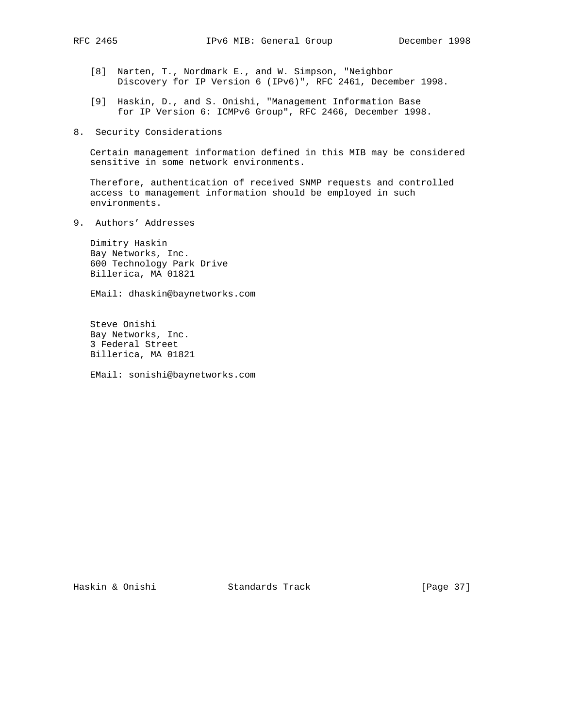[8] Narten, T., Nordmark E., and W. Simpson, "Neighbor Discovery for IP Version 6 (IPv6)", RFC 2461, December 1998.

[9] Haskin, D., and S. Onishi, "Management Information Base for IP Version 6: ICMPv6 Group", RFC 2466, December 1998.

## 8. Security Considerations

Certain management information defined in this MIB may be considered sensitive in some network environments.

Therefore, authentication of received SNMP requests and controlled access to management information should be employed in such environments.

## 9. Authors' Addresses

Dimitry Haskin
Bay Networks, Inc.
600 Technology Park Drive
Billerica, MA 01821

EMail: dhaskin@baynetworks.com

Steve Onishi
Bay Networks, Inc.
3 Federal Street
Billerica, MA 01821

EMail: sonishi@baynetworks.com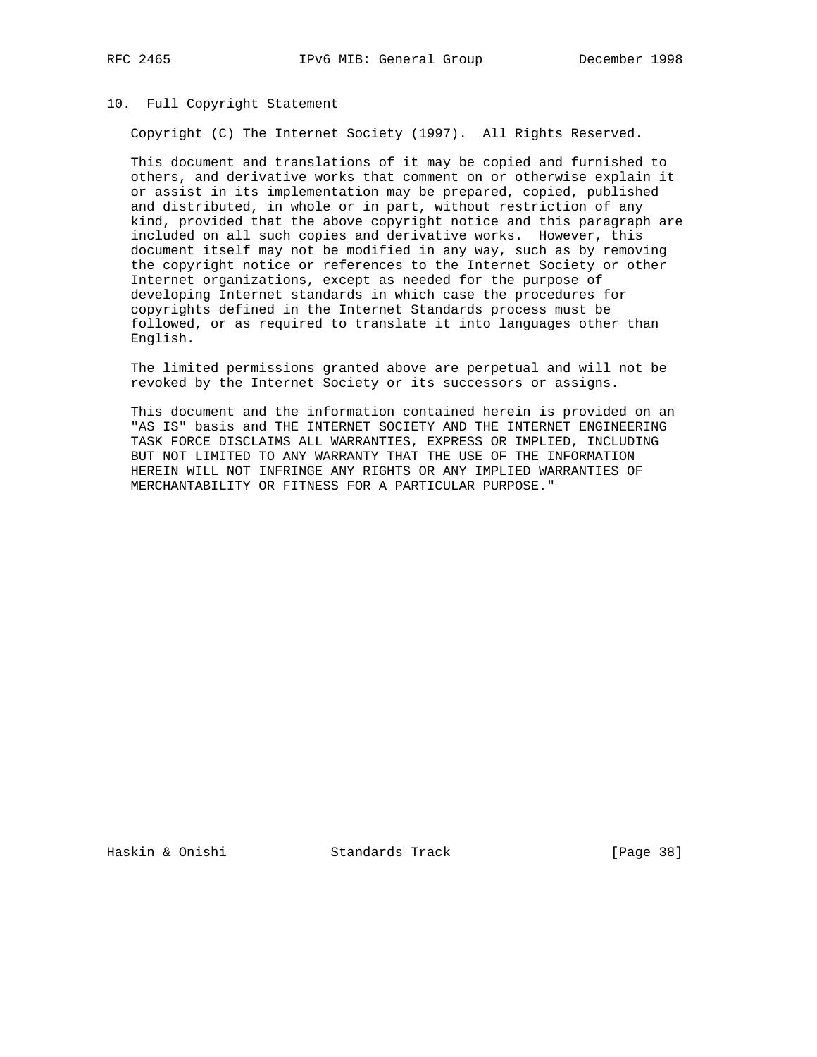## 10. Full Copyright Statement

Copyright (C) The Internet Society (1997). All Rights Reserved.

This document and translations of it may be copied and furnished to others, and derivative works that comment on or otherwise explain it or assist in its implementation may be prepared, copied, published and distributed, in whole or in part, without restriction of any kind, provided that the above copyright notice and this paragraph are included on all such copies and derivative works. However, this document itself may not be modified in any way, such as by removing the copyright notice or references to the Internet Society or other Internet organizations, except as needed for the purpose of developing Internet standards in which case the procedures for copyrights defined in the Internet Standards process must be followed, or as required to translate it into languages other than English.

The limited permissions granted above are perpetual and will not be revoked by the Internet Society or its successors or assigns.

This document and the information contained herein is provided on an "AS IS" basis and THE INTERNET SOCIETY AND THE INTERNET ENGINEERING TASK FORCE DISCLAIMS ALL WARRANTIES, EXPRESS OR IMPLIED, INCLUDING BUT NOT LIMITED TO ANY WARRANTY THAT THE USE OF THE INFORMATION HEREIN WILL NOT INFRINGE ANY RIGHTS OR ANY IMPLIED WARRANTIES OF MERCHANTABILITY OR FITNESS FOR A PARTICULAR PURPOSE."